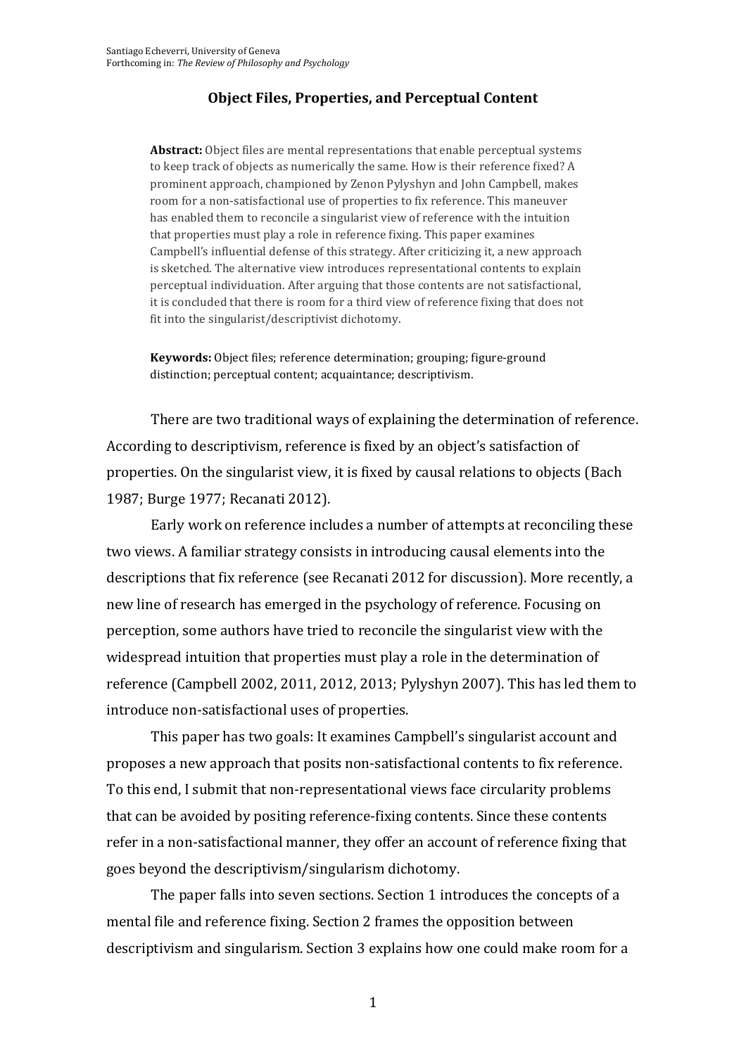Santiago Echeverri, University of Geneva
Forthcoming in: *The Review of Philosophy and Psychology*

# Object Files, Properties, and Perceptual Content

**Abstract:** Object files are mental representations that enable perceptual systems to keep track of objects as numerically the same. How is their reference fixed? A prominent approach, championed by Zenon Pylyshyn and John Campbell, makes room for a non-satisfactional use of properties to fix reference. This maneuver has enabled them to reconcile a singularist view of reference with the intuition that properties must play a role in reference fixing. This paper examines Campbell's influential defense of this strategy. After criticizing it, a new approach is sketched. The alternative view introduces representational contents to explain perceptual individuation. After arguing that those contents are not satisfactional, it is concluded that there is room for a third view of reference fixing that does not fit into the singularist/descriptivist dichotomy.

**Keywords:** Object files; reference determination; grouping; figure-ground distinction; perceptual content; acquaintance; descriptivism.

There are two traditional ways of explaining the determination of reference. According to descriptivism, reference is fixed by an object's satisfaction of properties. On the singularist view, it is fixed by causal relations to objects (Bach 1987; Burge 1977; Recanati 2012).

Early work on reference includes a number of attempts at reconciling these two views. A familiar strategy consists in introducing causal elements into the descriptions that fix reference (see Recanati 2012 for discussion). More recently, a new line of research has emerged in the psychology of reference. Focusing on perception, some authors have tried to reconcile the singularist view with the widespread intuition that properties must play a role in the determination of reference (Campbell 2002, 2011, 2012, 2013; Pylyshyn 2007). This has led them to introduce non-satisfactional uses of properties.

This paper has two goals: It examines Campbell's singularist account and proposes a new approach that posits non-satisfactional contents to fix reference. To this end, I submit that non-representational views face circularity problems that can be avoided by positing reference-fixing contents. Since these contents refer in a non-satisfactional manner, they offer an account of reference fixing that goes beyond the descriptivism/singularism dichotomy.

The paper falls into seven sections. Section 1 introduces the concepts of a mental file and reference fixing. Section 2 frames the opposition between descriptivism and singularism. Section 3 explains how one could make room for a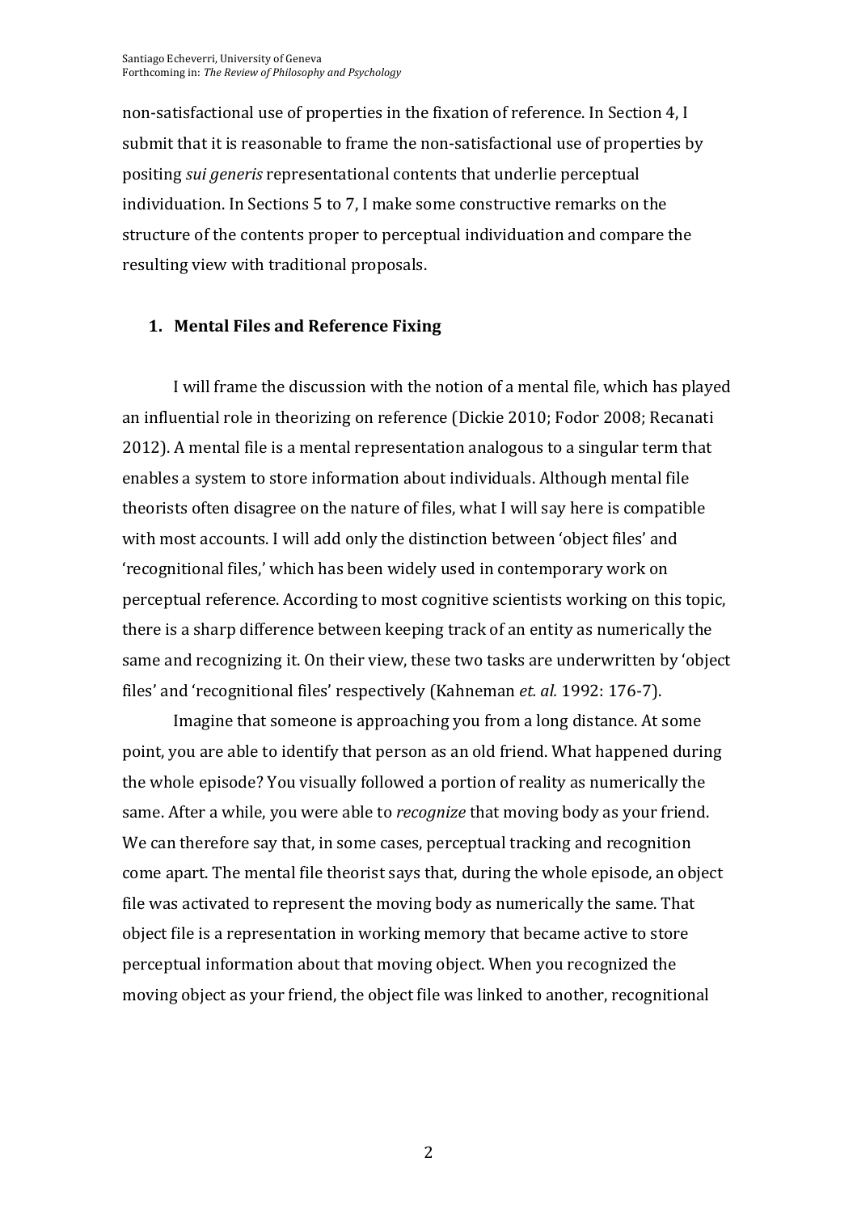non-satisfactional use of properties in the fixation of reference. In Section 4, I submit that it is reasonable to frame the non-satisfactional use of properties by positing *sui generis* representational contents that underlie perceptual individuation. In Sections 5 to 7, I make some constructive remarks on the structure of the contents proper to perceptual individuation and compare the resulting view with traditional proposals.

## 1. Mental Files and Reference Fixing

I will frame the discussion with the notion of a mental file, which has played an influential role in theorizing on reference (Dickie 2010; Fodor 2008; Recanati 2012). A mental file is a mental representation analogous to a singular term that enables a system to store information about individuals. Although mental file theorists often disagree on the nature of files, what I will say here is compatible with most accounts. I will add only the distinction between 'object files' and 'recognitional files,' which has been widely used in contemporary work on perceptual reference. According to most cognitive scientists working on this topic, there is a sharp difference between keeping track of an entity as numerically the same and recognizing it. On their view, these two tasks are underwritten by 'object files' and 'recognitional files' respectively (Kahneman *et. al.* 1992: 176-7).

Imagine that someone is approaching you from a long distance. At some point, you are able to identify that person as an old friend. What happened during the whole episode? You visually followed a portion of reality as numerically the same. After a while, you were able to *recognize* that moving body as your friend. We can therefore say that, in some cases, perceptual tracking and recognition come apart. The mental file theorist says that, during the whole episode, an object file was activated to represent the moving body as numerically the same. That object file is a representation in working memory that became active to store perceptual information about that moving object. When you recognized the moving object as your friend, the object file was linked to another, recognitional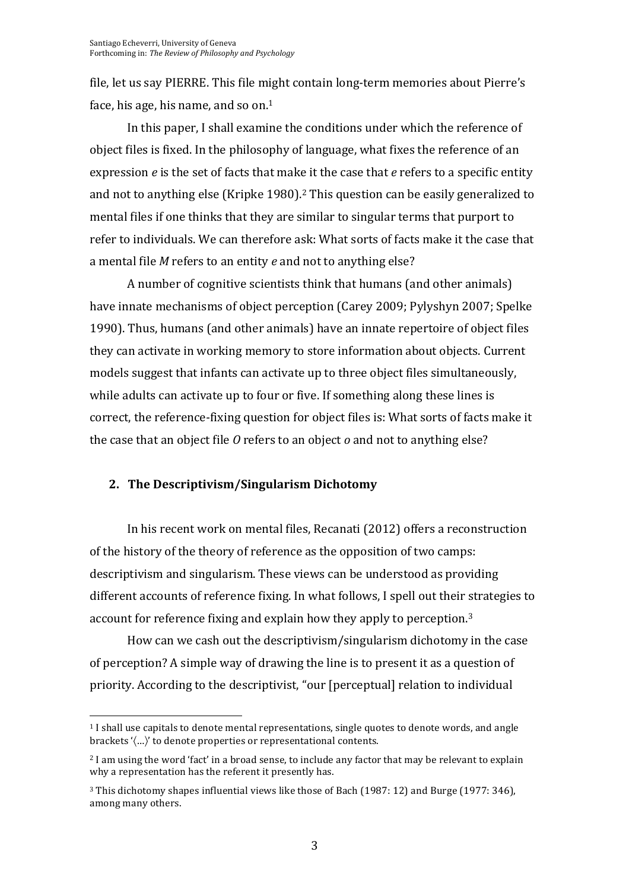file, let us say PIERRE. This file might contain long-term memories about Pierre's face, his age, his name, and so on.[1]

In this paper, I shall examine the conditions under which the reference of object files is fixed. In the philosophy of language, what fixes the reference of an expression *e* is the set of facts that make it the case that *e* refers to a specific entity and not to anything else (Kripke 1980).[2] This question can be easily generalized to mental files if one thinks that they are similar to singular terms that purport to refer to individuals. We can therefore ask: What sorts of facts make it the case that a mental file *M* refers to an entity *e* and not to anything else?

A number of cognitive scientists think that humans (and other animals) have innate mechanisms of object perception (Carey 2009; Pylyshyn 2007; Spelke 1990). Thus, humans (and other animals) have an innate repertoire of object files they can activate in working memory to store information about objects. Current models suggest that infants can activate up to three object files simultaneously, while adults can activate up to four or five. If something along these lines is correct, the reference-fixing question for object files is: What sorts of facts make it the case that an object file *O* refers to an object *o* and not to anything else?

## 2. The Descriptivism/Singularism Dichotomy

In his recent work on mental files, Recanati (2012) offers a reconstruction of the history of the theory of reference as the opposition of two camps: descriptivism and singularism. These views can be understood as providing different accounts of reference fixing. In what follows, I spell out their strategies to account for reference fixing and explain how they apply to perception.[3]

How can we cash out the descriptivism/singularism dichotomy in the case of perception? A simple way of drawing the line is to present it as a question of priority. According to the descriptivist, "our [perceptual] relation to individual

---

[1] I shall use capitals to denote mental representations, single quotes to denote words, and angle brackets '⟨…⟩' to denote properties or representational contents.

[2] I am using the word 'fact' in a broad sense, to include any factor that may be relevant to explain why a representation has the referent it presently has.

[3] This dichotomy shapes influential views like those of Bach (1987: 12) and Burge (1977: 346), among many others.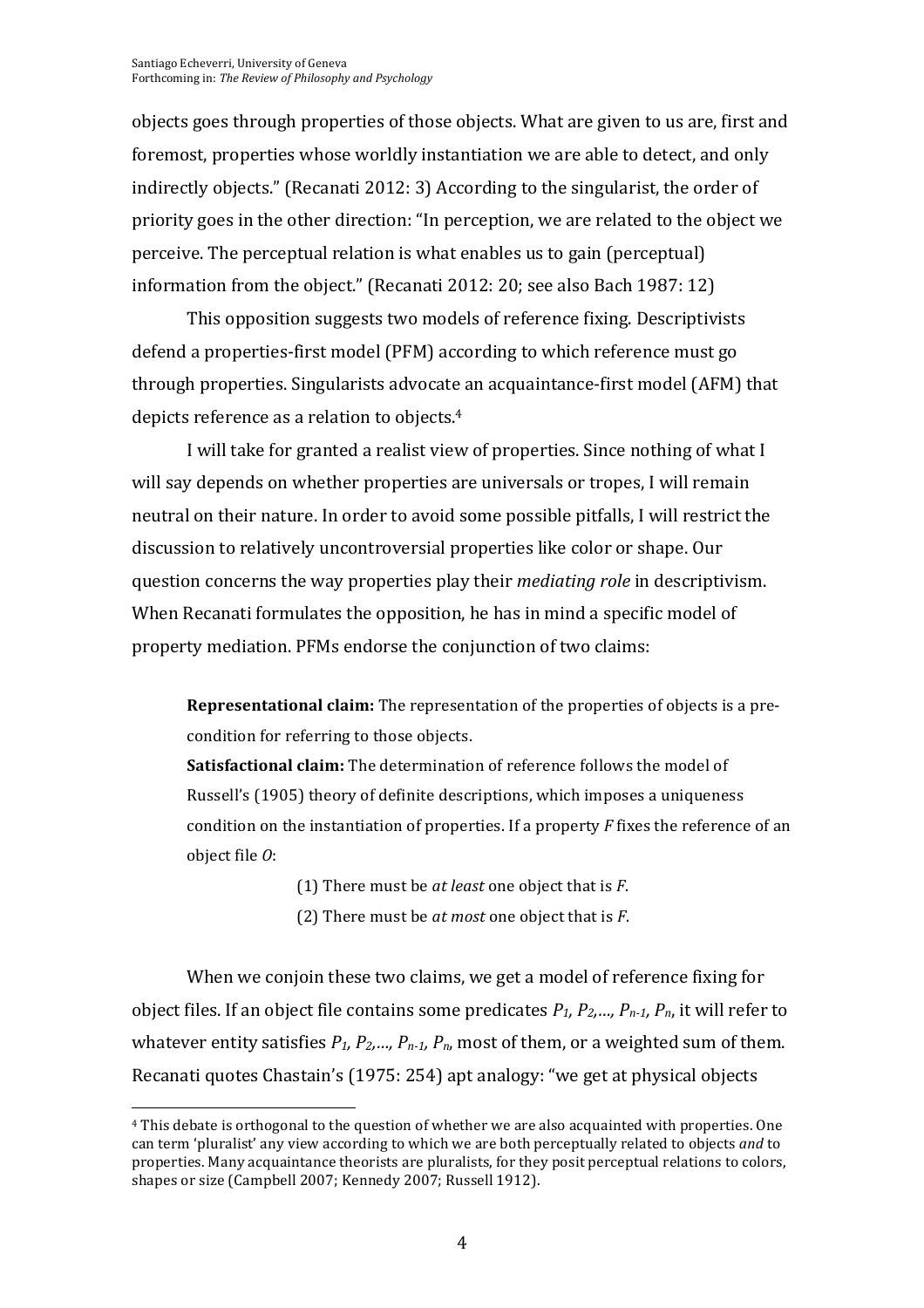objects goes through properties of those objects. What are given to us are, first and foremost, properties whose worldly instantiation we are able to detect, and only indirectly objects." (Recanati 2012: 3) According to the singularist, the order of priority goes in the other direction: "In perception, we are related to the object we perceive. The perceptual relation is what enables us to gain (perceptual) information from the object." (Recanati 2012: 20; see also Bach 1987: 12)

This opposition suggests two models of reference fixing. Descriptivists defend a properties-first model (PFM) according to which reference must go through properties. Singularists advocate an acquaintance-first model (AFM) that depicts reference as a relation to objects.[4]

I will take for granted a realist view of properties. Since nothing of what I will say depends on whether properties are universals or tropes, I will remain neutral on their nature. In order to avoid some possible pitfalls, I will restrict the discussion to relatively uncontroversial properties like color or shape. Our question concerns the way properties play their *mediating role* in descriptivism. When Recanati formulates the opposition, he has in mind a specific model of property mediation. PFMs endorse the conjunction of two claims:

> **Representational claim:** The representation of the properties of objects is a pre-condition for referring to those objects.
>
> **Satisfactional claim:** The determination of reference follows the model of Russell's (1905) theory of definite descriptions, which imposes a uniqueness condition on the instantiation of properties. If a property *F* fixes the reference of an object file *O*:
>
> (1) There must be *at least* one object that is *F*.
>
> (2) There must be *at most* one object that is *F*.

When we conjoin these two claims, we get a model of reference fixing for object files. If an object file contains some predicates $P_1, P_2, \ldots, P_{n-1}, P_n$, it will refer to whatever entity satisfies $P_1, P_2, \ldots, P_{n-1}, P_n$, most of them, or a weighted sum of them. Recanati quotes Chastain's (1975: 254) apt analogy: "we get at physical objects

[4] This debate is orthogonal to the question of whether we are also acquainted with properties. One can term 'pluralist' any view according to which we are both perceptually related to objects *and* to properties. Many acquaintance theorists are pluralists, for they posit perceptual relations to colors, shapes or size (Campbell 2007; Kennedy 2007; Russell 1912).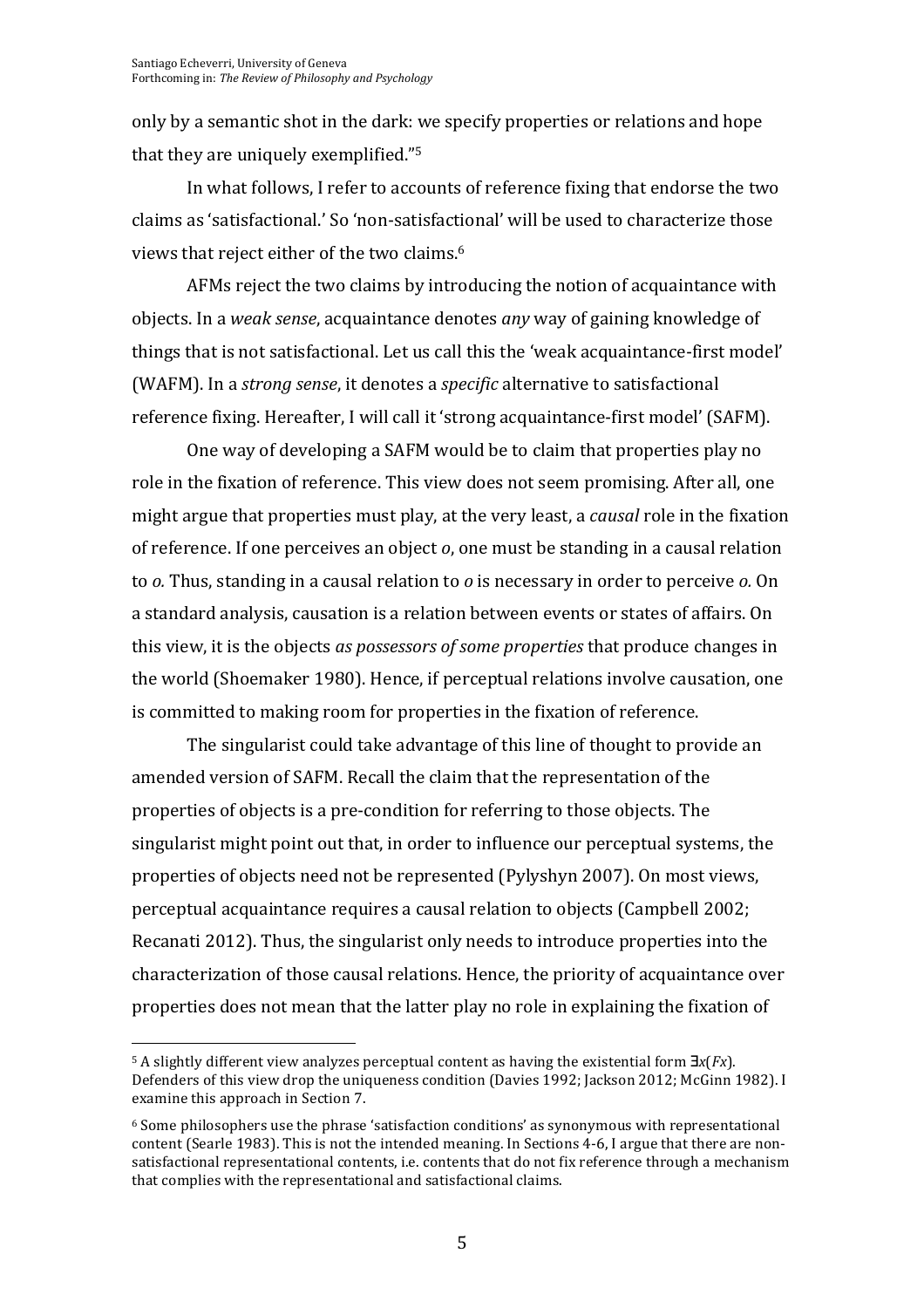only by a semantic shot in the dark: we specify properties or relations and hope that they are uniquely exemplified."[5]

In what follows, I refer to accounts of reference fixing that endorse the two claims as 'satisfactional.' So 'non-satisfactional' will be used to characterize those views that reject either of the two claims.[6]

AFMs reject the two claims by introducing the notion of acquaintance with objects. In a *weak sense*, acquaintance denotes *any* way of gaining knowledge of things that is not satisfactional. Let us call this the 'weak acquaintance-first model' (WAFM). In a *strong sense*, it denotes a *specific* alternative to satisfactional reference fixing. Hereafter, I will call it 'strong acquaintance-first model' (SAFM).

One way of developing a SAFM would be to claim that properties play no role in the fixation of reference. This view does not seem promising. After all, one might argue that properties must play, at the very least, a *causal* role in the fixation of reference. If one perceives an object *o*, one must be standing in a causal relation to *o.* Thus, standing in a causal relation to *o* is necessary in order to perceive *o.* On a standard analysis, causation is a relation between events or states of affairs. On this view, it is the objects *as possessors of some properties* that produce changes in the world (Shoemaker 1980). Hence, if perceptual relations involve causation, one is committed to making room for properties in the fixation of reference.

The singularist could take advantage of this line of thought to provide an amended version of SAFM. Recall the claim that the representation of the properties of objects is a pre-condition for referring to those objects. The singularist might point out that, in order to influence our perceptual systems, the properties of objects need not be represented (Pylyshyn 2007). On most views, perceptual acquaintance requires a causal relation to objects (Campbell 2002; Recanati 2012). Thus, the singularist only needs to introduce properties into the characterization of those causal relations. Hence, the priority of acquaintance over properties does not mean that the latter play no role in explaining the fixation of

---

[5] A slightly different view analyzes perceptual content as having the existential form $\exists x(Fx)$. Defenders of this view drop the uniqueness condition (Davies 1992; Jackson 2012; McGinn 1982). I examine this approach in Section 7.

[6] Some philosophers use the phrase 'satisfaction conditions' as synonymous with representational content (Searle 1983). This is not the intended meaning. In Sections 4-6, I argue that there are non-satisfactional representational contents, i.e. contents that do not fix reference through a mechanism that complies with the representational and satisfactional claims.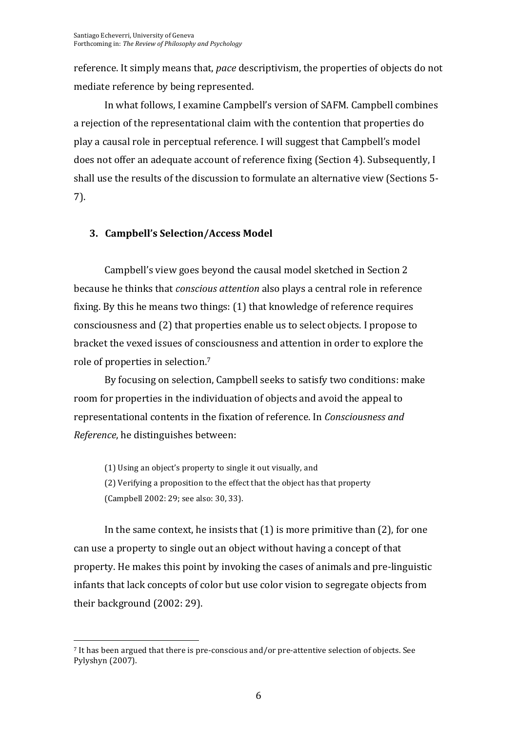reference. It simply means that, *pace* descriptivism, the properties of objects do not mediate reference by being represented.

In what follows, I examine Campbell's version of SAFM. Campbell combines a rejection of the representational claim with the contention that properties do play a causal role in perceptual reference. I will suggest that Campbell's model does not offer an adequate account of reference fixing (Section 4). Subsequently, I shall use the results of the discussion to formulate an alternative view (Sections 5-7).

## 3. Campbell's Selection/Access Model

Campbell's view goes beyond the causal model sketched in Section 2 because he thinks that *conscious attention* also plays a central role in reference fixing. By this he means two things: (1) that knowledge of reference requires consciousness and (2) that properties enable us to select objects. I propose to bracket the vexed issues of consciousness and attention in order to explore the role of properties in selection.[7]

By focusing on selection, Campbell seeks to satisfy two conditions: make room for properties in the individuation of objects and avoid the appeal to representational contents in the fixation of reference. In *Consciousness and Reference*, he distinguishes between:

> (1) Using an object's property to single it out visually, and
> (2) Verifying a proposition to the effect that the object has that property
> (Campbell 2002: 29; see also: 30, 33).

In the same context, he insists that (1) is more primitive than (2), for one can use a property to single out an object without having a concept of that property. He makes this point by invoking the cases of animals and pre-linguistic infants that lack concepts of color but use color vision to segregate objects from their background (2002: 29).

---

[7] It has been argued that there is pre-conscious and/or pre-attentive selection of objects. See Pylyshyn (2007).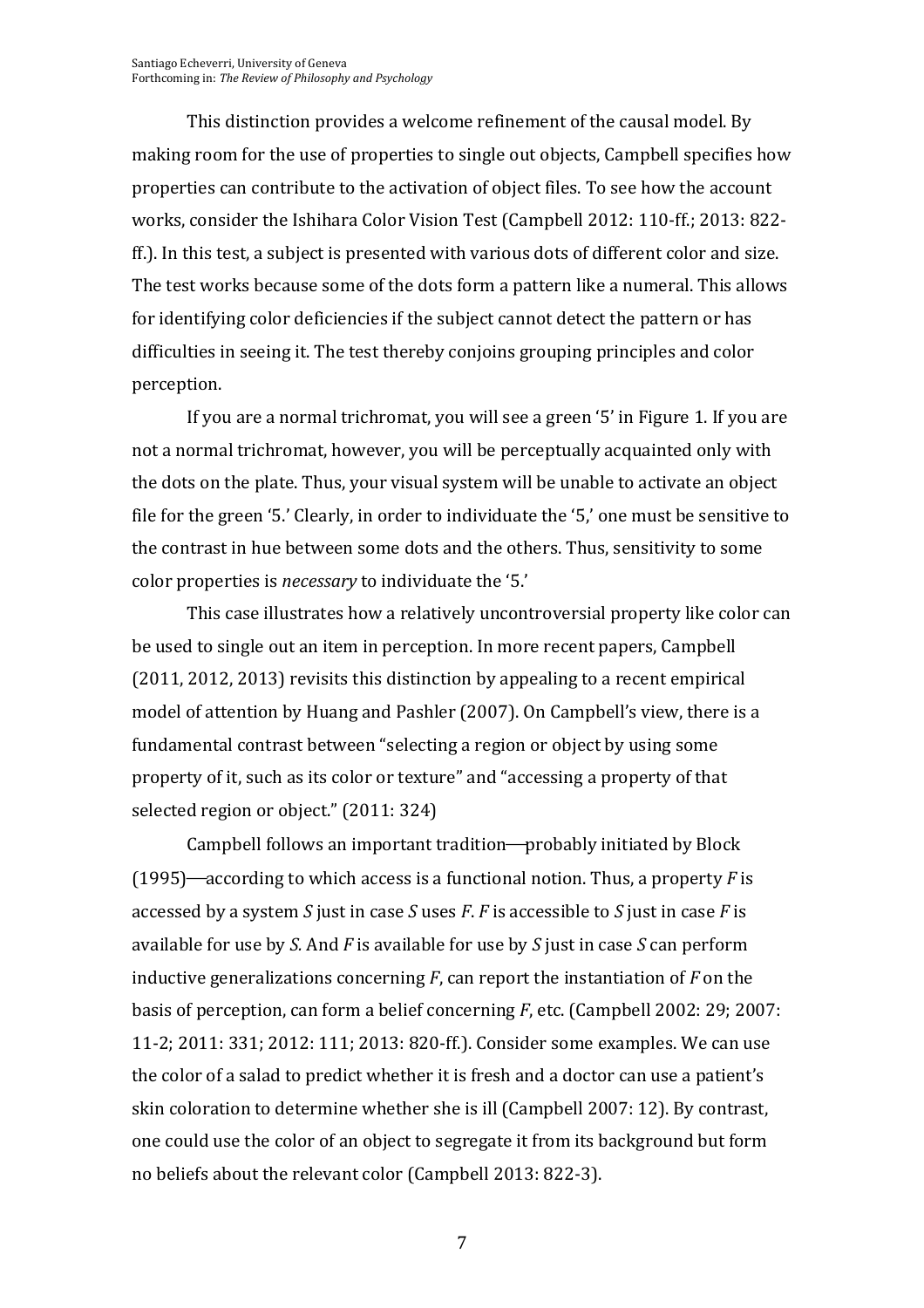This distinction provides a welcome refinement of the causal model. By making room for the use of properties to single out objects, Campbell specifies how properties can contribute to the activation of object files. To see how the account works, consider the Ishihara Color Vision Test (Campbell 2012: 110-ff.; 2013: 822-ff.). In this test, a subject is presented with various dots of different color and size. The test works because some of the dots form a pattern like a numeral. This allows for identifying color deficiencies if the subject cannot detect the pattern or has difficulties in seeing it. The test thereby conjoins grouping principles and color perception.

If you are a normal trichromat, you will see a green '5' in Figure 1. If you are not a normal trichromat, however, you will be perceptually acquainted only with the dots on the plate. Thus, your visual system will be unable to activate an object file for the green '5.' Clearly, in order to individuate the '5,' one must be sensitive to the contrast in hue between some dots and the others. Thus, sensitivity to some color properties is *necessary* to individuate the '5.'

This case illustrates how a relatively uncontroversial property like color can be used to single out an item in perception. In more recent papers, Campbell (2011, 2012, 2013) revisits this distinction by appealing to a recent empirical model of attention by Huang and Pashler (2007). On Campbell's view, there is a fundamental contrast between "selecting a region or object by using some property of it, such as its color or texture" and "accessing a property of that selected region or object." (2011: 324)

Campbell follows an important tradition—probably initiated by Block (1995)—according to which access is a functional notion. Thus, a property *F* is accessed by a system *S* just in case *S* uses *F*. *F* is accessible to *S* just in case *F* is available for use by *S*. And *F* is available for use by *S* just in case *S* can perform inductive generalizations concerning *F*, can report the instantiation of *F* on the basis of perception, can form a belief concerning *F*, etc. (Campbell 2002: 29; 2007: 11-2; 2011: 331; 2012: 111; 2013: 820-ff.). Consider some examples. We can use the color of a salad to predict whether it is fresh and a doctor can use a patient's skin coloration to determine whether she is ill (Campbell 2007: 12). By contrast, one could use the color of an object to segregate it from its background but form no beliefs about the relevant color (Campbell 2013: 822-3).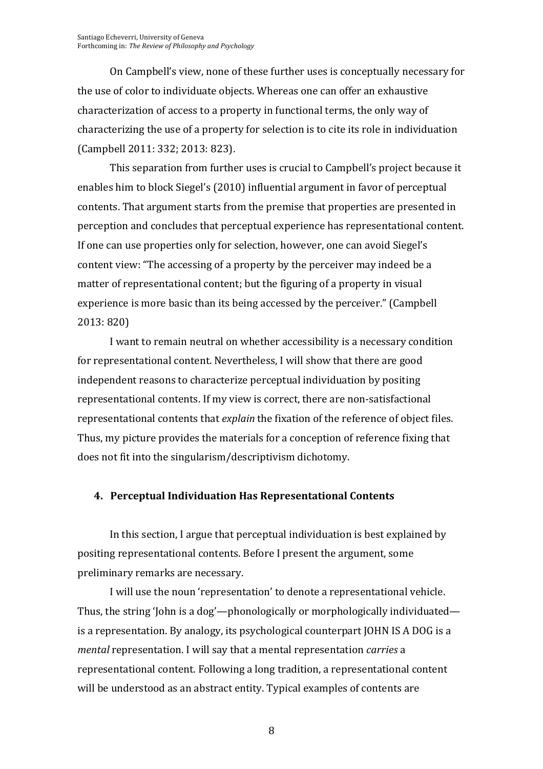On Campbell's view, none of these further uses is conceptually necessary for the use of color to individuate objects. Whereas one can offer an exhaustive characterization of access to a property in functional terms, the only way of characterizing the use of a property for selection is to cite its role in individuation (Campbell 2011: 332; 2013: 823).

This separation from further uses is crucial to Campbell's project because it enables him to block Siegel's (2010) influential argument in favor of perceptual contents. That argument starts from the premise that properties are presented in perception and concludes that perceptual experience has representational content. If one can use properties only for selection, however, one can avoid Siegel's content view: "The accessing of a property by the perceiver may indeed be a matter of representational content; but the figuring of a property in visual experience is more basic than its being accessed by the perceiver." (Campbell 2013: 820)

I want to remain neutral on whether accessibility is a necessary condition for representational content. Nevertheless, I will show that there are good independent reasons to characterize perceptual individuation by positing representational contents. If my view is correct, there are non-satisfactional representational contents that *explain* the fixation of the reference of object files. Thus, my picture provides the materials for a conception of reference fixing that does not fit into the singularism/descriptivism dichotomy.

## 4. Perceptual Individuation Has Representational Contents

In this section, I argue that perceptual individuation is best explained by positing representational contents. Before I present the argument, some preliminary remarks are necessary.

I will use the noun 'representation' to denote a representational vehicle. Thus, the string 'John is a dog'—phonologically or morphologically individuated—is a representation. By analogy, its psychological counterpart JOHN IS A DOG is a *mental* representation. I will say that a mental representation *carries* a representational content. Following a long tradition, a representational content will be understood as an abstract entity. Typical examples of contents are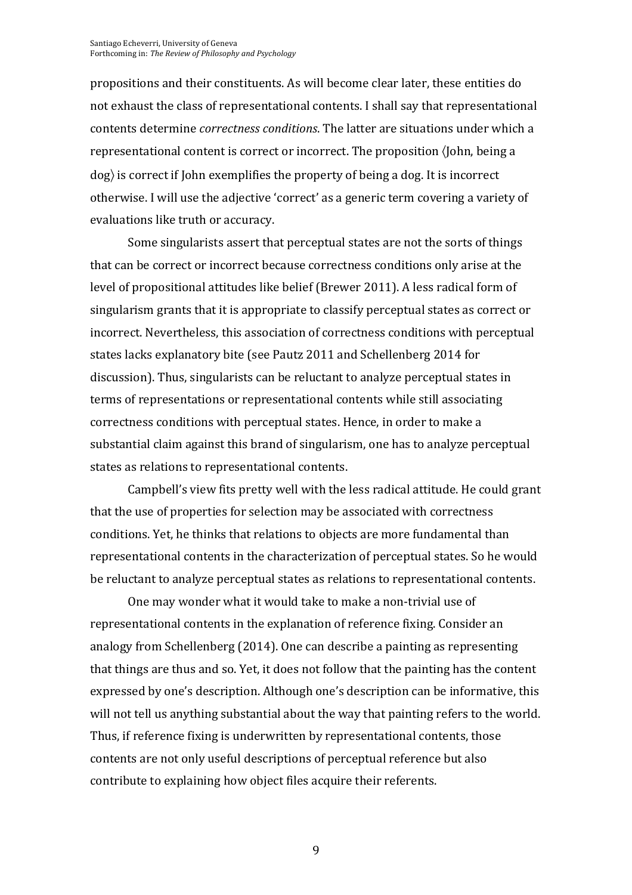propositions and their constituents. As will become clear later, these entities do not exhaust the class of representational contents. I shall say that representational contents determine *correctness conditions*. The latter are situations under which a representational content is correct or incorrect. The proposition ⟨John, being a dog⟩ is correct if John exemplifies the property of being a dog. It is incorrect otherwise. I will use the adjective 'correct' as a generic term covering a variety of evaluations like truth or accuracy.

Some singularists assert that perceptual states are not the sorts of things that can be correct or incorrect because correctness conditions only arise at the level of propositional attitudes like belief (Brewer 2011). A less radical form of singularism grants that it is appropriate to classify perceptual states as correct or incorrect. Nevertheless, this association of correctness conditions with perceptual states lacks explanatory bite (see Pautz 2011 and Schellenberg 2014 for discussion). Thus, singularists can be reluctant to analyze perceptual states in terms of representations or representational contents while still associating correctness conditions with perceptual states. Hence, in order to make a substantial claim against this brand of singularism, one has to analyze perceptual states as relations to representational contents.

Campbell's view fits pretty well with the less radical attitude. He could grant that the use of properties for selection may be associated with correctness conditions. Yet, he thinks that relations to objects are more fundamental than representational contents in the characterization of perceptual states. So he would be reluctant to analyze perceptual states as relations to representational contents.

One may wonder what it would take to make a non-trivial use of representational contents in the explanation of reference fixing. Consider an analogy from Schellenberg (2014). One can describe a painting as representing that things are thus and so. Yet, it does not follow that the painting has the content expressed by one's description. Although one's description can be informative, this will not tell us anything substantial about the way that painting refers to the world. Thus, if reference fixing is underwritten by representational contents, those contents are not only useful descriptions of perceptual reference but also contribute to explaining how object files acquire their referents.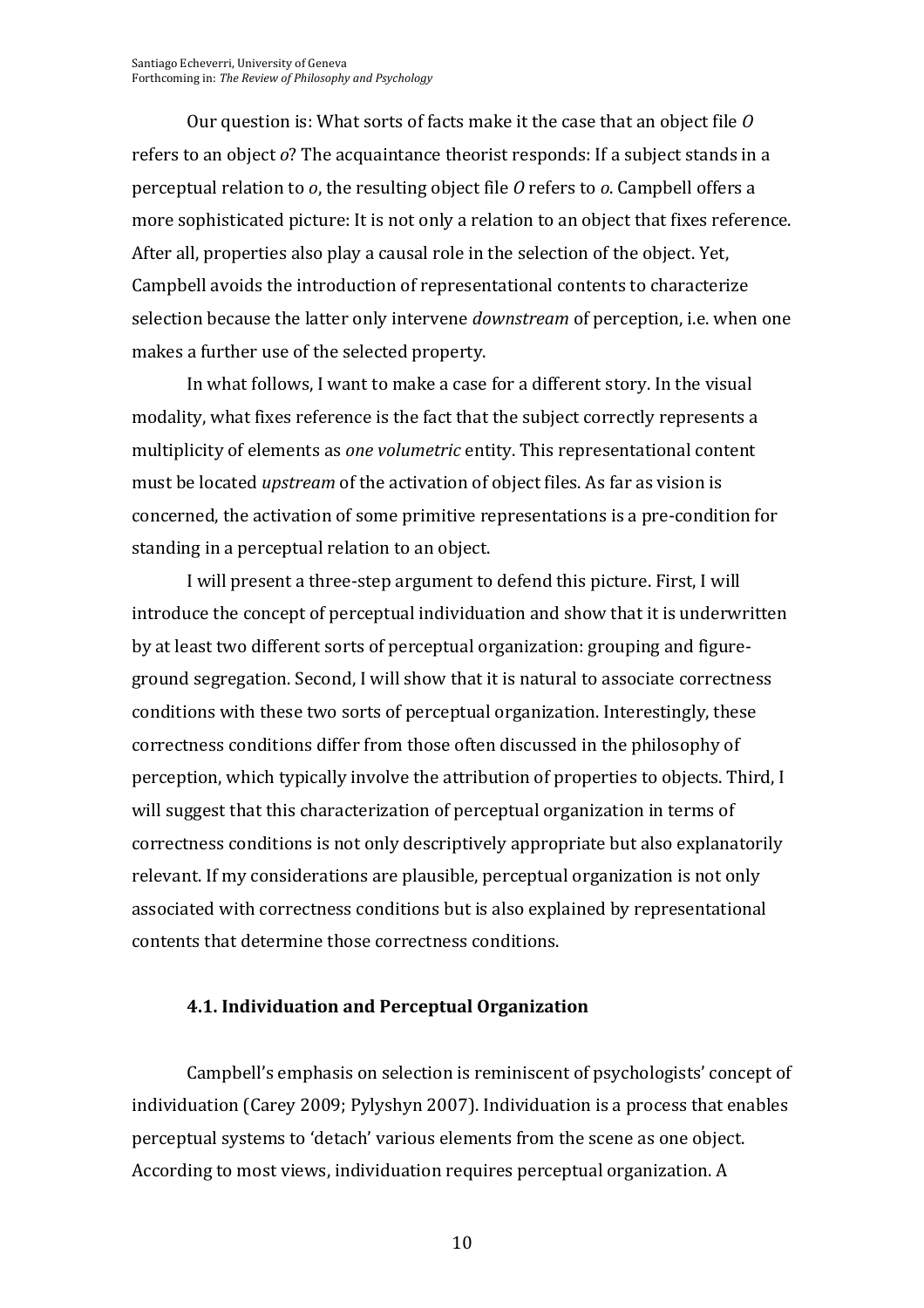Our question is: What sorts of facts make it the case that an object file *O* refers to an object *o*? The acquaintance theorist responds: If a subject stands in a perceptual relation to *o*, the resulting object file *O* refers to *o*. Campbell offers a more sophisticated picture: It is not only a relation to an object that fixes reference. After all, properties also play a causal role in the selection of the object. Yet, Campbell avoids the introduction of representational contents to characterize selection because the latter only intervene *downstream* of perception, i.e. when one makes a further use of the selected property.

In what follows, I want to make a case for a different story. In the visual modality, what fixes reference is the fact that the subject correctly represents a multiplicity of elements as *one volumetric* entity. This representational content must be located *upstream* of the activation of object files. As far as vision is concerned, the activation of some primitive representations is a pre-condition for standing in a perceptual relation to an object.

I will present a three-step argument to defend this picture. First, I will introduce the concept of perceptual individuation and show that it is underwritten by at least two different sorts of perceptual organization: grouping and figure-ground segregation. Second, I will show that it is natural to associate correctness conditions with these two sorts of perceptual organization. Interestingly, these correctness conditions differ from those often discussed in the philosophy of perception, which typically involve the attribution of properties to objects. Third, I will suggest that this characterization of perceptual organization in terms of correctness conditions is not only descriptively appropriate but also explanatorily relevant. If my considerations are plausible, perceptual organization is not only associated with correctness conditions but is also explained by representational contents that determine those correctness conditions.

### 4.1. Individuation and Perceptual Organization

Campbell's emphasis on selection is reminiscent of psychologists' concept of individuation (Carey 2009; Pylyshyn 2007). Individuation is a process that enables perceptual systems to 'detach' various elements from the scene as one object. According to most views, individuation requires perceptual organization. A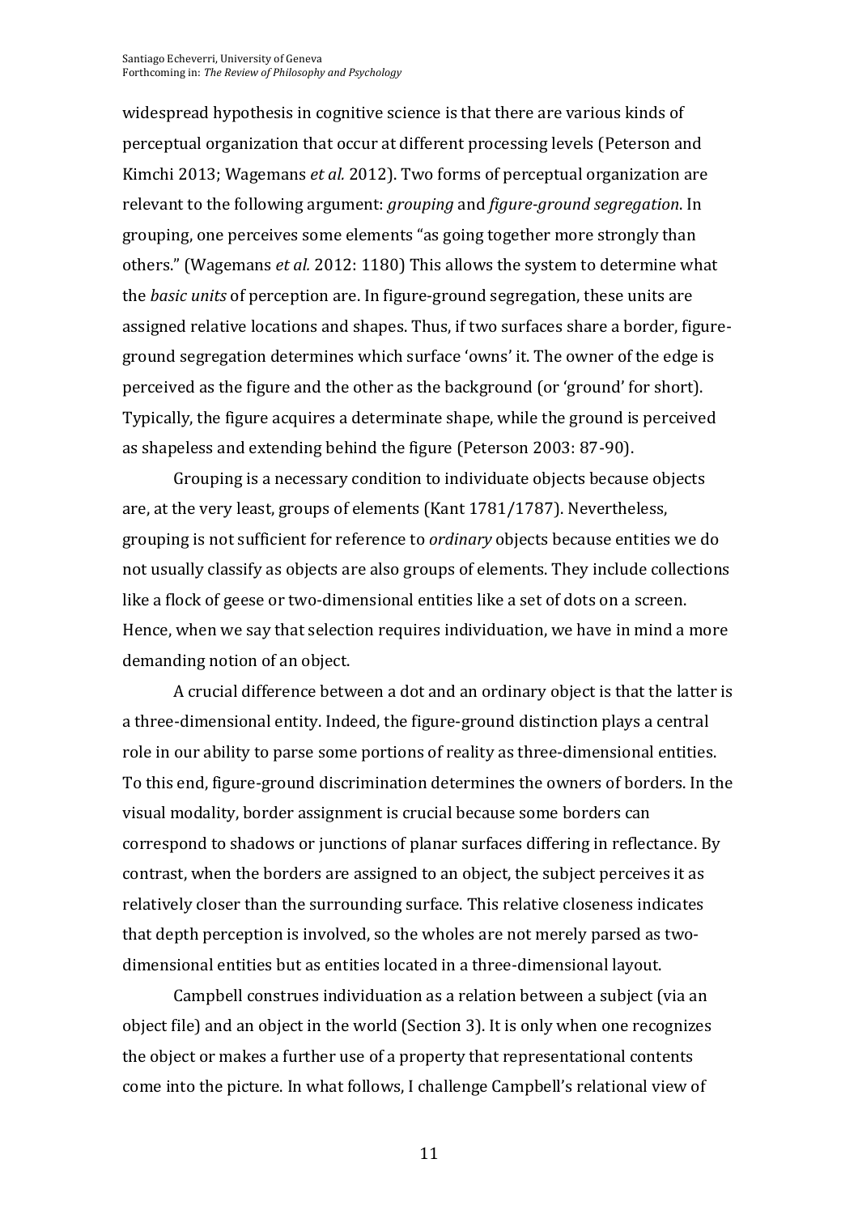widespread hypothesis in cognitive science is that there are various kinds of perceptual organization that occur at different processing levels (Peterson and Kimchi 2013; Wagemans *et al.* 2012). Two forms of perceptual organization are relevant to the following argument: *grouping* and *figure-ground segregation*. In grouping, one perceives some elements "as going together more strongly than others." (Wagemans *et al.* 2012: 1180) This allows the system to determine what the *basic units* of perception are. In figure-ground segregation, these units are assigned relative locations and shapes. Thus, if two surfaces share a border, figure-ground segregation determines which surface 'owns' it. The owner of the edge is perceived as the figure and the other as the background (or 'ground' for short). Typically, the figure acquires a determinate shape, while the ground is perceived as shapeless and extending behind the figure (Peterson 2003: 87-90).

Grouping is a necessary condition to individuate objects because objects are, at the very least, groups of elements (Kant 1781/1787). Nevertheless, grouping is not sufficient for reference to *ordinary* objects because entities we do not usually classify as objects are also groups of elements. They include collections like a flock of geese or two-dimensional entities like a set of dots on a screen. Hence, when we say that selection requires individuation, we have in mind a more demanding notion of an object.

A crucial difference between a dot and an ordinary object is that the latter is a three-dimensional entity. Indeed, the figure-ground distinction plays a central role in our ability to parse some portions of reality as three-dimensional entities. To this end, figure-ground discrimination determines the owners of borders. In the visual modality, border assignment is crucial because some borders can correspond to shadows or junctions of planar surfaces differing in reflectance. By contrast, when the borders are assigned to an object, the subject perceives it as relatively closer than the surrounding surface. This relative closeness indicates that depth perception is involved, so the wholes are not merely parsed as two-dimensional entities but as entities located in a three-dimensional layout.

Campbell construes individuation as a relation between a subject (via an object file) and an object in the world (Section 3). It is only when one recognizes the object or makes a further use of a property that representational contents come into the picture. In what follows, I challenge Campbell's relational view of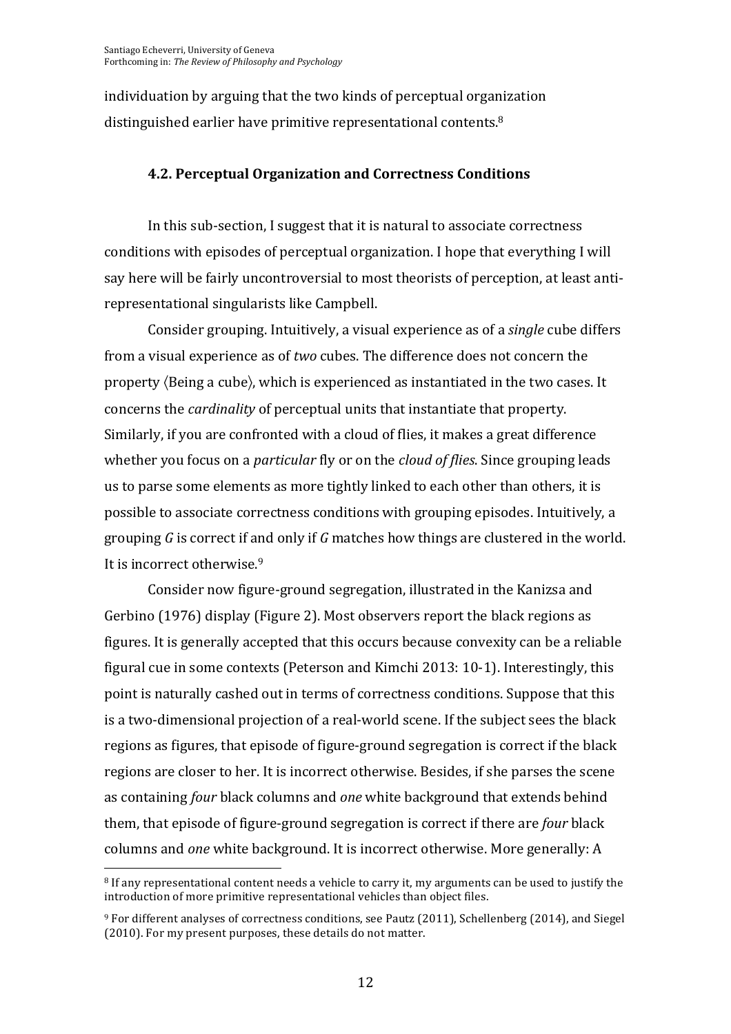individuation by arguing that the two kinds of perceptual organization distinguished earlier have primitive representational contents.[8]

### 4.2. Perceptual Organization and Correctness Conditions

In this sub-section, I suggest that it is natural to associate correctness conditions with episodes of perceptual organization. I hope that everything I will say here will be fairly uncontroversial to most theorists of perception, at least anti-representational singularists like Campbell.

Consider grouping. Intuitively, a visual experience as of a *single* cube differs from a visual experience as of *two* cubes. The difference does not concern the property ⟨Being a cube⟩, which is experienced as instantiated in the two cases. It concerns the *cardinality* of perceptual units that instantiate that property. Similarly, if you are confronted with a cloud of flies, it makes a great difference whether you focus on a *particular* fly or on the *cloud of flies*. Since grouping leads us to parse some elements as more tightly linked to each other than others, it is possible to associate correctness conditions with grouping episodes. Intuitively, a grouping *G* is correct if and only if *G* matches how things are clustered in the world. It is incorrect otherwise.[9]

Consider now figure-ground segregation, illustrated in the Kanizsa and Gerbino (1976) display (Figure 2). Most observers report the black regions as figures. It is generally accepted that this occurs because convexity can be a reliable figural cue in some contexts (Peterson and Kimchi 2013: 10-1). Interestingly, this point is naturally cashed out in terms of correctness conditions. Suppose that this is a two-dimensional projection of a real-world scene. If the subject sees the black regions as figures, that episode of figure-ground segregation is correct if the black regions are closer to her. It is incorrect otherwise. Besides, if she parses the scene as containing *four* black columns and *one* white background that extends behind them, that episode of figure-ground segregation is correct if there are *four* black columns and *one* white background. It is incorrect otherwise. More generally: A

---

[8] If any representational content needs a vehicle to carry it, my arguments can be used to justify the introduction of more primitive representational vehicles than object files.

[9] For different analyses of correctness conditions, see Pautz (2011), Schellenberg (2014), and Siegel (2010). For my present purposes, these details do not matter.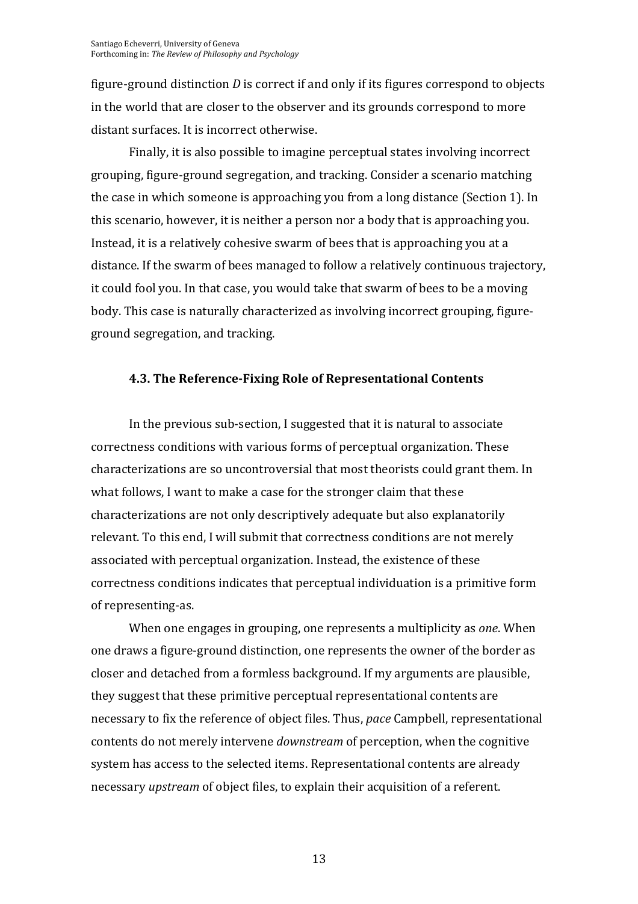figure-ground distinction *D* is correct if and only if its figures correspond to objects in the world that are closer to the observer and its grounds correspond to more distant surfaces. It is incorrect otherwise.

Finally, it is also possible to imagine perceptual states involving incorrect grouping, figure-ground segregation, and tracking. Consider a scenario matching the case in which someone is approaching you from a long distance (Section 1). In this scenario, however, it is neither a person nor a body that is approaching you. Instead, it is a relatively cohesive swarm of bees that is approaching you at a distance. If the swarm of bees managed to follow a relatively continuous trajectory, it could fool you. In that case, you would take that swarm of bees to be a moving body. This case is naturally characterized as involving incorrect grouping, figure-ground segregation, and tracking.

### 4.3. The Reference-Fixing Role of Representational Contents

In the previous sub-section, I suggested that it is natural to associate correctness conditions with various forms of perceptual organization. These characterizations are so uncontroversial that most theorists could grant them. In what follows, I want to make a case for the stronger claim that these characterizations are not only descriptively adequate but also explanatorily relevant. To this end, I will submit that correctness conditions are not merely associated with perceptual organization. Instead, the existence of these correctness conditions indicates that perceptual individuation is a primitive form of representing-as.

When one engages in grouping, one represents a multiplicity as *one*. When one draws a figure-ground distinction, one represents the owner of the border as closer and detached from a formless background. If my arguments are plausible, they suggest that these primitive perceptual representational contents are necessary to fix the reference of object files. Thus, *pace* Campbell, representational contents do not merely intervene *downstream* of perception, when the cognitive system has access to the selected items. Representational contents are already necessary *upstream* of object files, to explain their acquisition of a referent.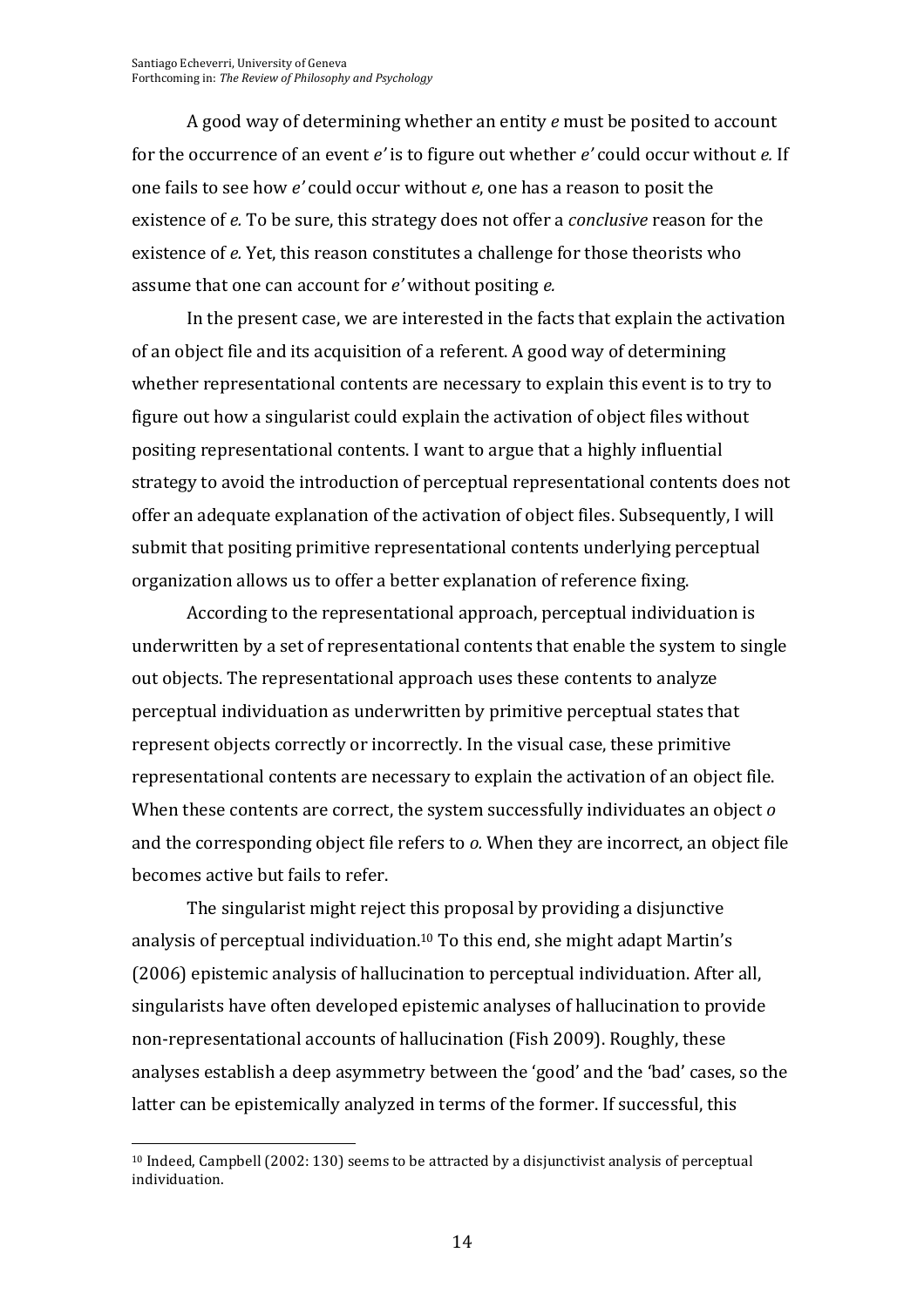A good way of determining whether an entity *e* must be posited to account for the occurrence of an event *e'* is to figure out whether *e'* could occur without *e.* If one fails to see how *e'* could occur without *e*, one has a reason to posit the existence of *e.* To be sure, this strategy does not offer a *conclusive* reason for the existence of *e.* Yet, this reason constitutes a challenge for those theorists who assume that one can account for *e'* without positing *e.*

In the present case, we are interested in the facts that explain the activation of an object file and its acquisition of a referent. A good way of determining whether representational contents are necessary to explain this event is to try to figure out how a singularist could explain the activation of object files without positing representational contents. I want to argue that a highly influential strategy to avoid the introduction of perceptual representational contents does not offer an adequate explanation of the activation of object files. Subsequently, I will submit that positing primitive representational contents underlying perceptual organization allows us to offer a better explanation of reference fixing.

According to the representational approach, perceptual individuation is underwritten by a set of representational contents that enable the system to single out objects. The representational approach uses these contents to analyze perceptual individuation as underwritten by primitive perceptual states that represent objects correctly or incorrectly. In the visual case, these primitive representational contents are necessary to explain the activation of an object file. When these contents are correct, the system successfully individuates an object *o* and the corresponding object file refers to *o.* When they are incorrect, an object file becomes active but fails to refer.

The singularist might reject this proposal by providing a disjunctive analysis of perceptual individuation.[10] To this end, she might adapt Martin's (2006) epistemic analysis of hallucination to perceptual individuation. After all, singularists have often developed epistemic analyses of hallucination to provide non-representational accounts of hallucination (Fish 2009). Roughly, these analyses establish a deep asymmetry between the 'good' and the 'bad' cases, so the latter can be epistemically analyzed in terms of the former. If successful, this

[10] Indeed, Campbell (2002: 130) seems to be attracted by a disjunctivist analysis of perceptual individuation.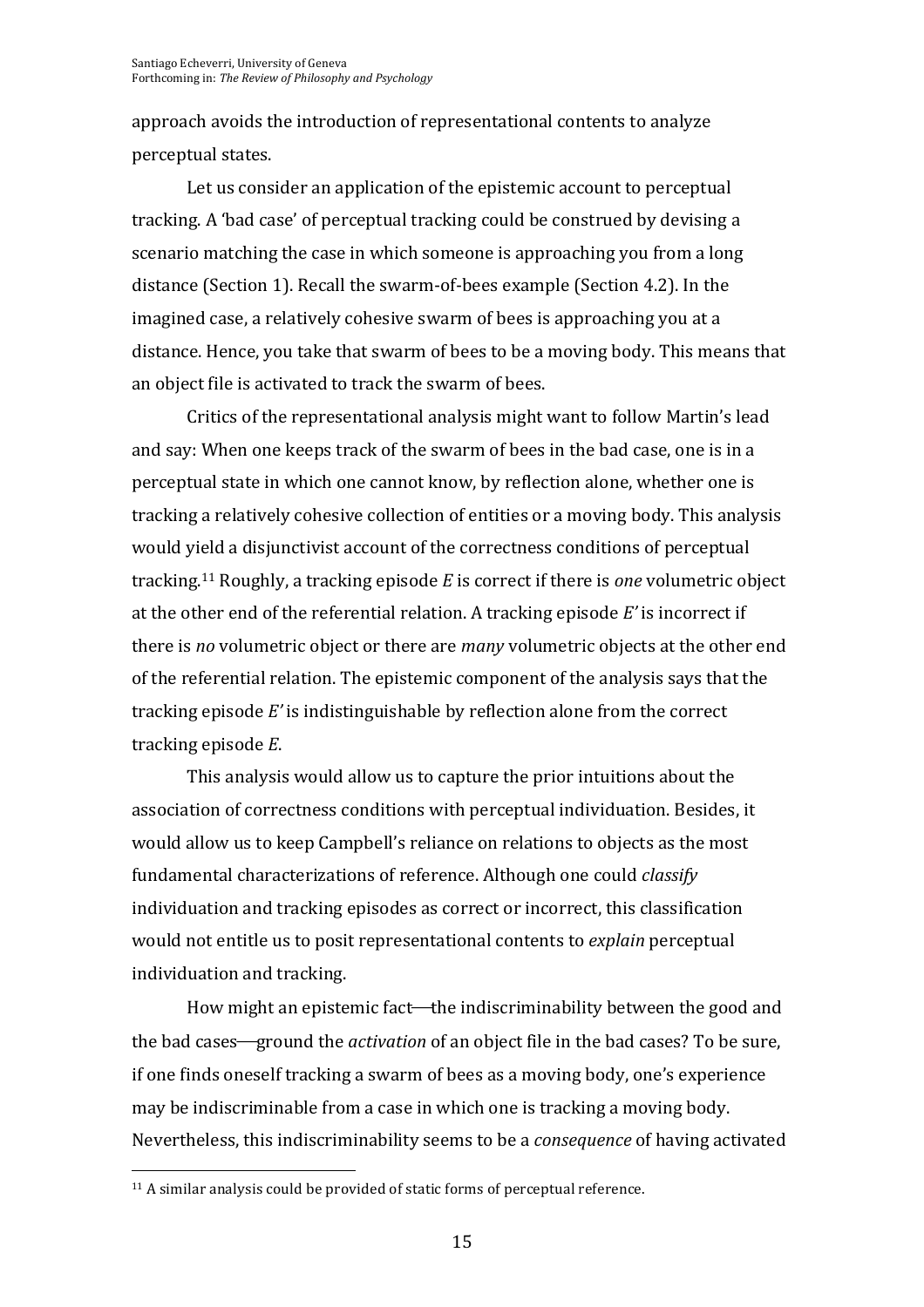approach avoids the introduction of representational contents to analyze perceptual states.

Let us consider an application of the epistemic account to perceptual tracking. A 'bad case' of perceptual tracking could be construed by devising a scenario matching the case in which someone is approaching you from a long distance (Section 1). Recall the swarm-of-bees example (Section 4.2). In the imagined case, a relatively cohesive swarm of bees is approaching you at a distance. Hence, you take that swarm of bees to be a moving body. This means that an object file is activated to track the swarm of bees.

Critics of the representational analysis might want to follow Martin's lead and say: When one keeps track of the swarm of bees in the bad case, one is in a perceptual state in which one cannot know, by reflection alone, whether one is tracking a relatively cohesive collection of entities or a moving body. This analysis would yield a disjunctivist account of the correctness conditions of perceptual tracking.[11] Roughly, a tracking episode *E* is correct if there is *one* volumetric object at the other end of the referential relation. A tracking episode *E'* is incorrect if there is *no* volumetric object or there are *many* volumetric objects at the other end of the referential relation. The epistemic component of the analysis says that the tracking episode *E'* is indistinguishable by reflection alone from the correct tracking episode *E*.

This analysis would allow us to capture the prior intuitions about the association of correctness conditions with perceptual individuation. Besides, it would allow us to keep Campbell's reliance on relations to objects as the most fundamental characterizations of reference. Although one could *classify* individuation and tracking episodes as correct or incorrect, this classification would not entitle us to posit representational contents to *explain* perceptual individuation and tracking.

How might an epistemic fact—the indiscriminability between the good and the bad cases—ground the *activation* of an object file in the bad cases? To be sure, if one finds oneself tracking a swarm of bees as a moving body, one's experience may be indiscriminable from a case in which one is tracking a moving body. Nevertheless, this indiscriminability seems to be a *consequence* of having activated

[11] A similar analysis could be provided of static forms of perceptual reference.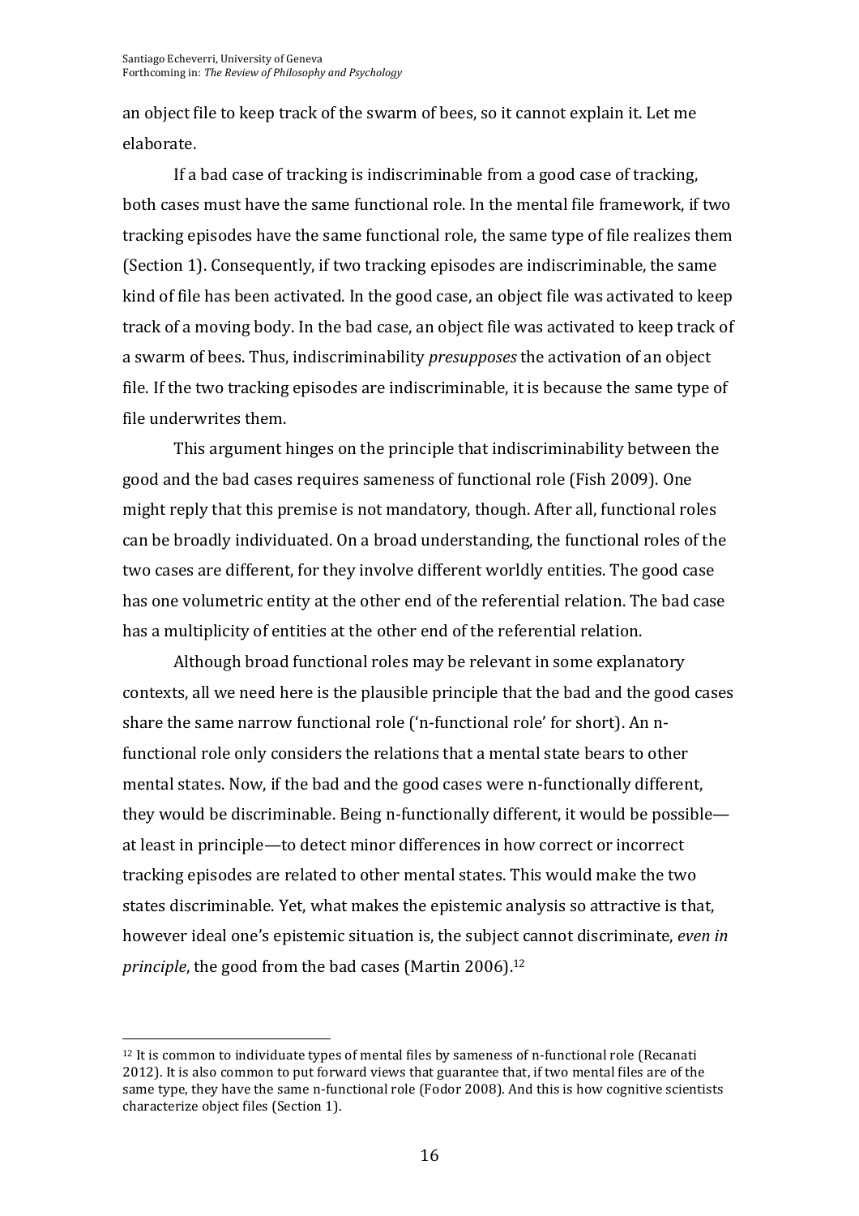an object file to keep track of the swarm of bees, so it cannot explain it. Let me elaborate.

If a bad case of tracking is indiscriminable from a good case of tracking, both cases must have the same functional role. In the mental file framework, if two tracking episodes have the same functional role, the same type of file realizes them (Section 1). Consequently, if two tracking episodes are indiscriminable, the same kind of file has been activated. In the good case, an object file was activated to keep track of a moving body. In the bad case, an object file was activated to keep track of a swarm of bees. Thus, indiscriminability *presupposes* the activation of an object file. If the two tracking episodes are indiscriminable, it is because the same type of file underwrites them.

This argument hinges on the principle that indiscriminability between the good and the bad cases requires sameness of functional role (Fish 2009). One might reply that this premise is not mandatory, though. After all, functional roles can be broadly individuated. On a broad understanding, the functional roles of the two cases are different, for they involve different worldly entities. The good case has one volumetric entity at the other end of the referential relation. The bad case has a multiplicity of entities at the other end of the referential relation.

Although broad functional roles may be relevant in some explanatory contexts, all we need here is the plausible principle that the bad and the good cases share the same narrow functional role ('n-functional role' for short). An n-functional role only considers the relations that a mental state bears to other mental states. Now, if the bad and the good cases were n-functionally different, they would be discriminable. Being n-functionally different, it would be possible—at least in principle—to detect minor differences in how correct or incorrect tracking episodes are related to other mental states. This would make the two states discriminable. Yet, what makes the epistemic analysis so attractive is that, however ideal one's epistemic situation is, the subject cannot discriminate, *even in principle*, the good from the bad cases (Martin 2006).[12]

[12] It is common to individuate types of mental files by sameness of n-functional role (Recanati 2012). It is also common to put forward views that guarantee that, if two mental files are of the same type, they have the same n-functional role (Fodor 2008). And this is how cognitive scientists characterize object files (Section 1).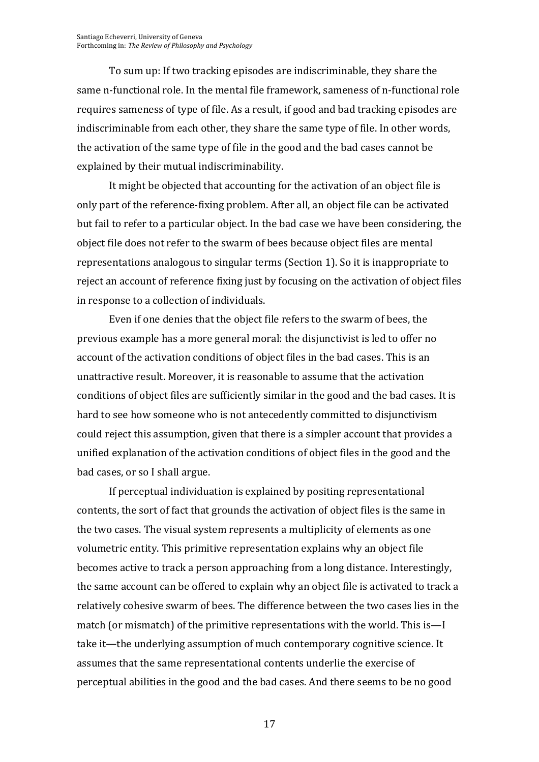To sum up: If two tracking episodes are indiscriminable, they share the same n-functional role. In the mental file framework, sameness of n-functional role requires sameness of type of file. As a result, if good and bad tracking episodes are indiscriminable from each other, they share the same type of file. In other words, the activation of the same type of file in the good and the bad cases cannot be explained by their mutual indiscriminability.

It might be objected that accounting for the activation of an object file is only part of the reference-fixing problem. After all, an object file can be activated but fail to refer to a particular object. In the bad case we have been considering, the object file does not refer to the swarm of bees because object files are mental representations analogous to singular terms (Section 1). So it is inappropriate to reject an account of reference fixing just by focusing on the activation of object files in response to a collection of individuals.

Even if one denies that the object file refers to the swarm of bees, the previous example has a more general moral: the disjunctivist is led to offer no account of the activation conditions of object files in the bad cases. This is an unattractive result. Moreover, it is reasonable to assume that the activation conditions of object files are sufficiently similar in the good and the bad cases. It is hard to see how someone who is not antecedently committed to disjunctivism could reject this assumption, given that there is a simpler account that provides a unified explanation of the activation conditions of object files in the good and the bad cases, or so I shall argue.

If perceptual individuation is explained by positing representational contents, the sort of fact that grounds the activation of object files is the same in the two cases. The visual system represents a multiplicity of elements as one volumetric entity. This primitive representation explains why an object file becomes active to track a person approaching from a long distance. Interestingly, the same account can be offered to explain why an object file is activated to track a relatively cohesive swarm of bees. The difference between the two cases lies in the match (or mismatch) of the primitive representations with the world. This is—I take it—the underlying assumption of much contemporary cognitive science. It assumes that the same representational contents underlie the exercise of perceptual abilities in the good and the bad cases. And there seems to be no good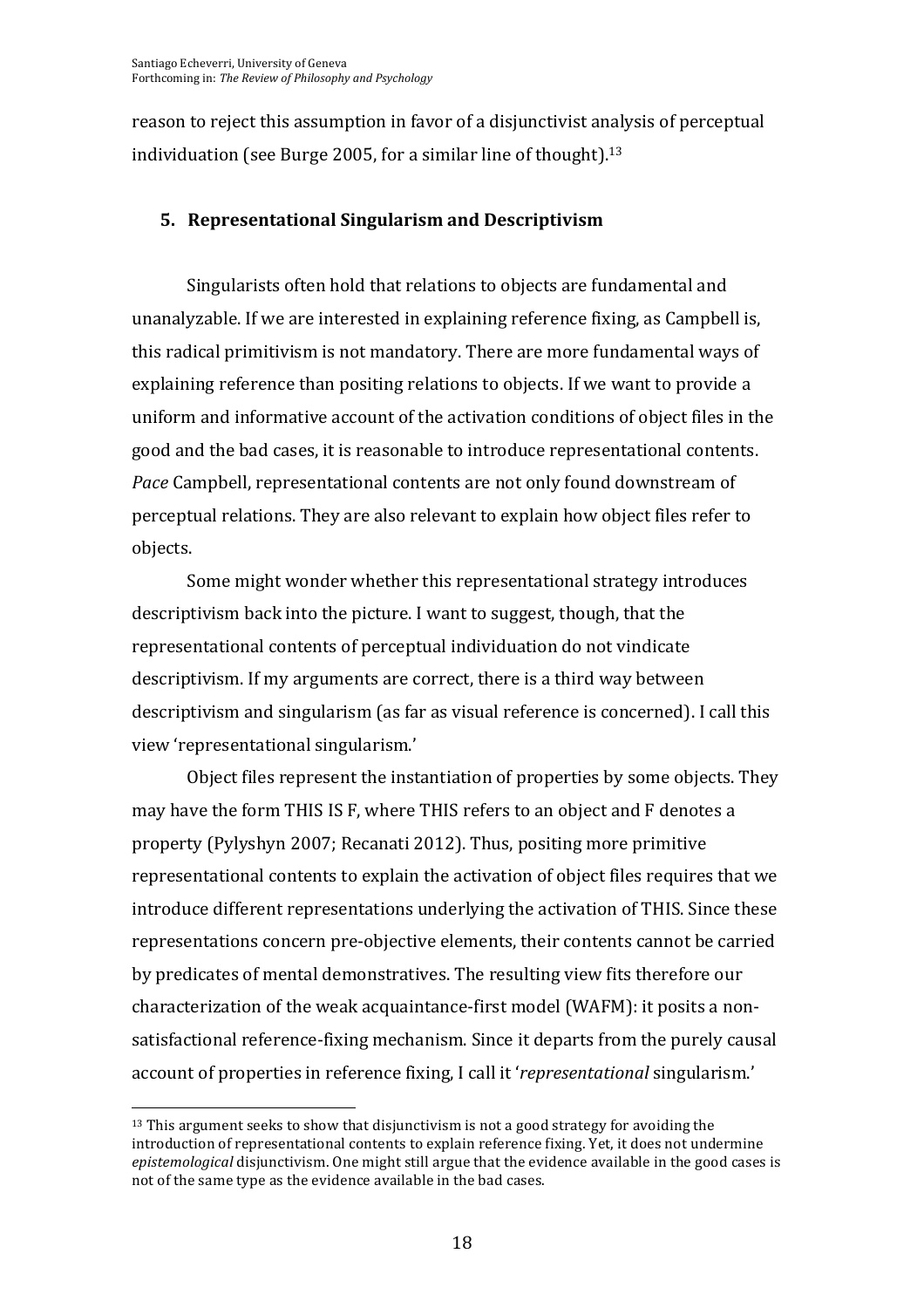reason to reject this assumption in favor of a disjunctivist analysis of perceptual individuation (see Burge 2005, for a similar line of thought).[13]

## 5. Representational Singularism and Descriptivism

Singularists often hold that relations to objects are fundamental and unanalyzable. If we are interested in explaining reference fixing, as Campbell is, this radical primitivism is not mandatory. There are more fundamental ways of explaining reference than positing relations to objects. If we want to provide a uniform and informative account of the activation conditions of object files in the good and the bad cases, it is reasonable to introduce representational contents. *Pace* Campbell, representational contents are not only found downstream of perceptual relations. They are also relevant to explain how object files refer to objects.

Some might wonder whether this representational strategy introduces descriptivism back into the picture. I want to suggest, though, that the representational contents of perceptual individuation do not vindicate descriptivism. If my arguments are correct, there is a third way between descriptivism and singularism (as far as visual reference is concerned). I call this view 'representational singularism.'

Object files represent the instantiation of properties by some objects. They may have the form THIS IS F, where THIS refers to an object and F denotes a property (Pylyshyn 2007; Recanati 2012). Thus, positing more primitive representational contents to explain the activation of object files requires that we introduce different representations underlying the activation of THIS. Since these representations concern pre-objective elements, their contents cannot be carried by predicates of mental demonstratives. The resulting view fits therefore our characterization of the weak acquaintance-first model (WAFM): it posits a non-satisfactional reference-fixing mechanism. Since it departs from the purely causal account of properties in reference fixing, I call it '*representational* singularism.'

[13] This argument seeks to show that disjunctivism is not a good strategy for avoiding the introduction of representational contents to explain reference fixing. Yet, it does not undermine *epistemological* disjunctivism. One might still argue that the evidence available in the good cases is not of the same type as the evidence available in the bad cases.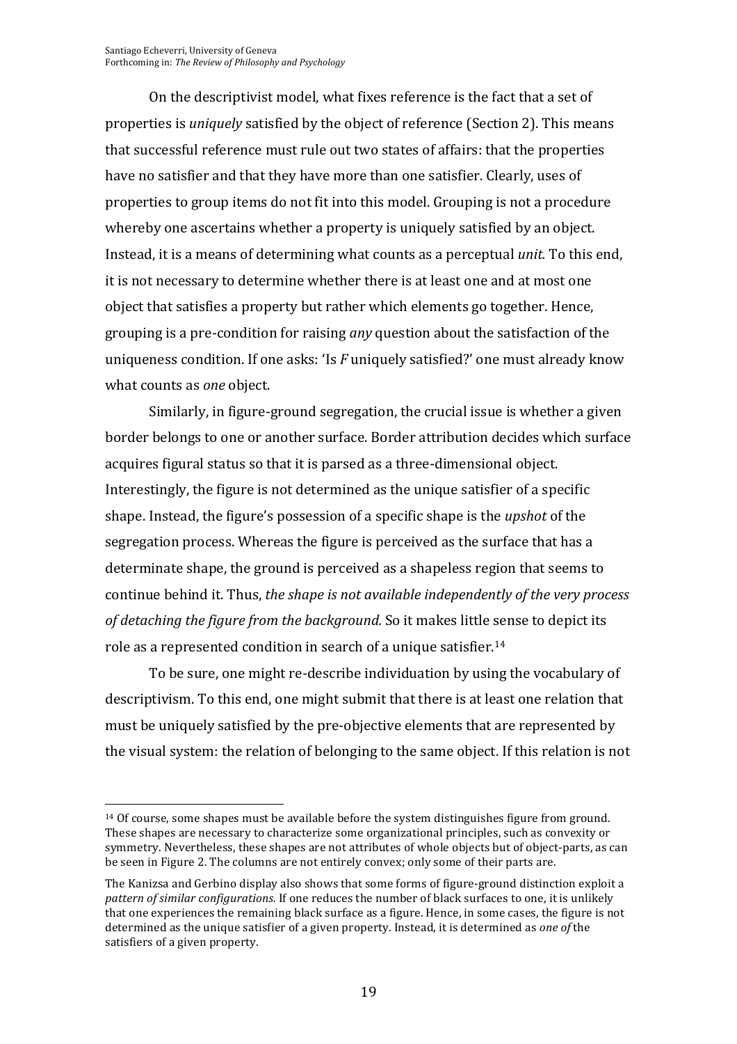On the descriptivist model, what fixes reference is the fact that a set of properties is *uniquely* satisfied by the object of reference (Section 2). This means that successful reference must rule out two states of affairs: that the properties have no satisfier and that they have more than one satisfier. Clearly, uses of properties to group items do not fit into this model. Grouping is not a procedure whereby one ascertains whether a property is uniquely satisfied by an object. Instead, it is a means of determining what counts as a perceptual *unit.* To this end, it is not necessary to determine whether there is at least one and at most one object that satisfies a property but rather which elements go together. Hence, grouping is a pre-condition for raising *any* question about the satisfaction of the uniqueness condition. If one asks: 'Is *F* uniquely satisfied?' one must already know what counts as *one* object.

Similarly, in figure-ground segregation, the crucial issue is whether a given border belongs to one or another surface. Border attribution decides which surface acquires figural status so that it is parsed as a three-dimensional object. Interestingly, the figure is not determined as the unique satisfier of a specific shape. Instead, the figure's possession of a specific shape is the *upshot* of the segregation process. Whereas the figure is perceived as the surface that has a determinate shape, the ground is perceived as a shapeless region that seems to continue behind it. Thus, *the shape is not available independently of the very process of detaching the figure from the background.* So it makes little sense to depict its role as a represented condition in search of a unique satisfier.[14]

To be sure, one might re-describe individuation by using the vocabulary of descriptivism. To this end, one might submit that there is at least one relation that must be uniquely satisfied by the pre-objective elements that are represented by the visual system: the relation of belonging to the same object. If this relation is not

---

[14] Of course, some shapes must be available before the system distinguishes figure from ground. These shapes are necessary to characterize some organizational principles, such as convexity or symmetry. Nevertheless, these shapes are not attributes of whole objects but of object-parts, as can be seen in Figure 2. The columns are not entirely convex; only some of their parts are.

The Kanizsa and Gerbino display also shows that some forms of figure-ground distinction exploit a *pattern of similar configurations.* If one reduces the number of black surfaces to one, it is unlikely that one experiences the remaining black surface as a figure. Hence, in some cases, the figure is not determined as the unique satisfier of a given property. Instead, it is determined as *one of* the satisfiers of a given property.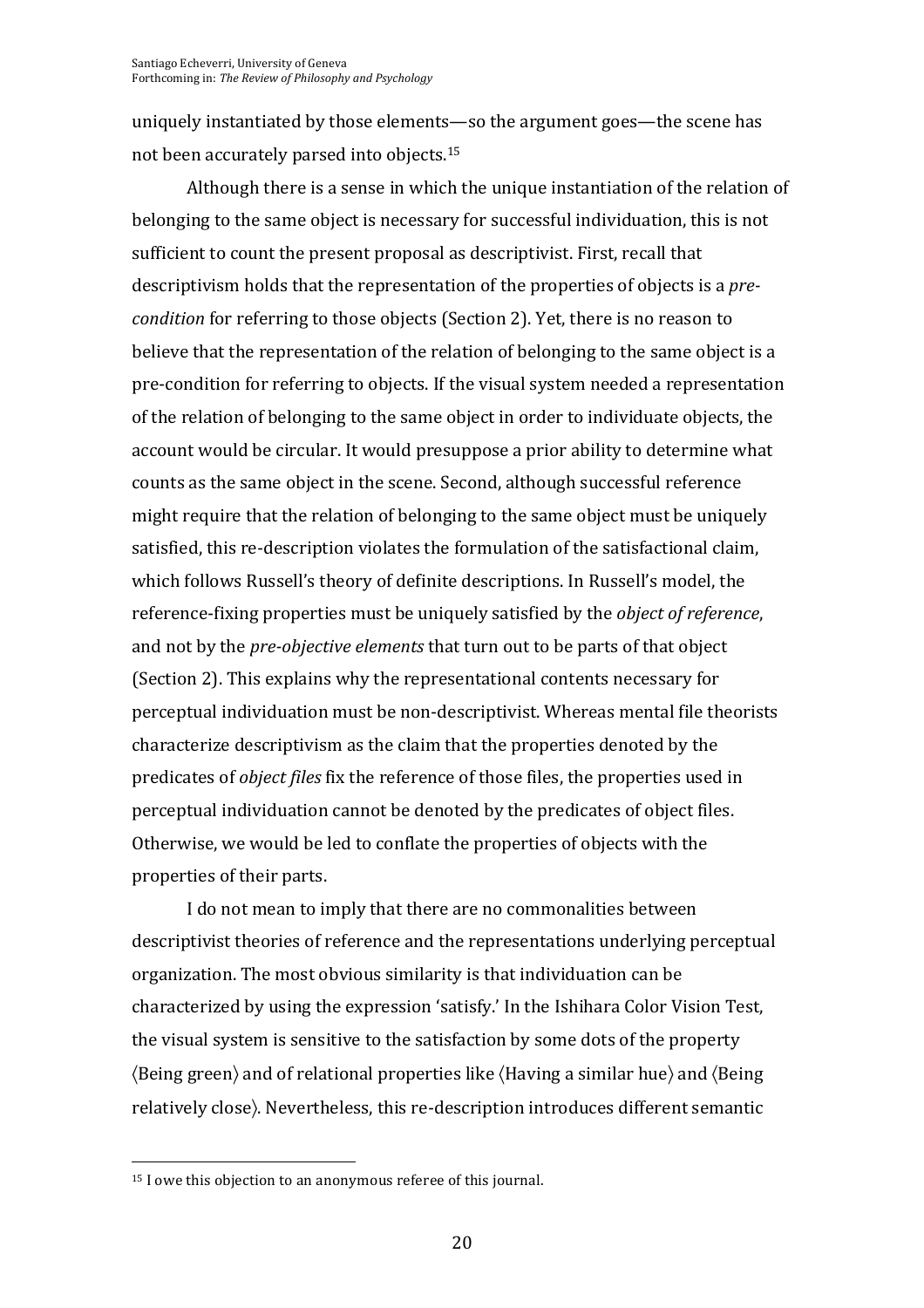uniquely instantiated by those elements—so the argument goes—the scene has not been accurately parsed into objects.[15]

Although there is a sense in which the unique instantiation of the relation of belonging to the same object is necessary for successful individuation, this is not sufficient to count the present proposal as descriptivist. First, recall that descriptivism holds that the representation of the properties of objects is a *pre-condition* for referring to those objects (Section 2). Yet, there is no reason to believe that the representation of the relation of belonging to the same object is a pre-condition for referring to objects. If the visual system needed a representation of the relation of belonging to the same object in order to individuate objects, the account would be circular. It would presuppose a prior ability to determine what counts as the same object in the scene. Second, although successful reference might require that the relation of belonging to the same object must be uniquely satisfied, this re-description violates the formulation of the satisfactional claim, which follows Russell's theory of definite descriptions. In Russell's model, the reference-fixing properties must be uniquely satisfied by the *object of reference*, and not by the *pre-objective elements* that turn out to be parts of that object (Section 2). This explains why the representational contents necessary for perceptual individuation must be non-descriptivist. Whereas mental file theorists characterize descriptivism as the claim that the properties denoted by the predicates of *object files* fix the reference of those files, the properties used in perceptual individuation cannot be denoted by the predicates of object files. Otherwise, we would be led to conflate the properties of objects with the properties of their parts.

I do not mean to imply that there are no commonalities between descriptivist theories of reference and the representations underlying perceptual organization. The most obvious similarity is that individuation can be characterized by using the expression 'satisfy.' In the Ishihara Color Vision Test, the visual system is sensitive to the satisfaction by some dots of the property ⟨Being green⟩ and of relational properties like ⟨Having a similar hue⟩ and ⟨Being relatively close⟩. Nevertheless, this re-description introduces different semantic

---

[15] I owe this objection to an anonymous referee of this journal.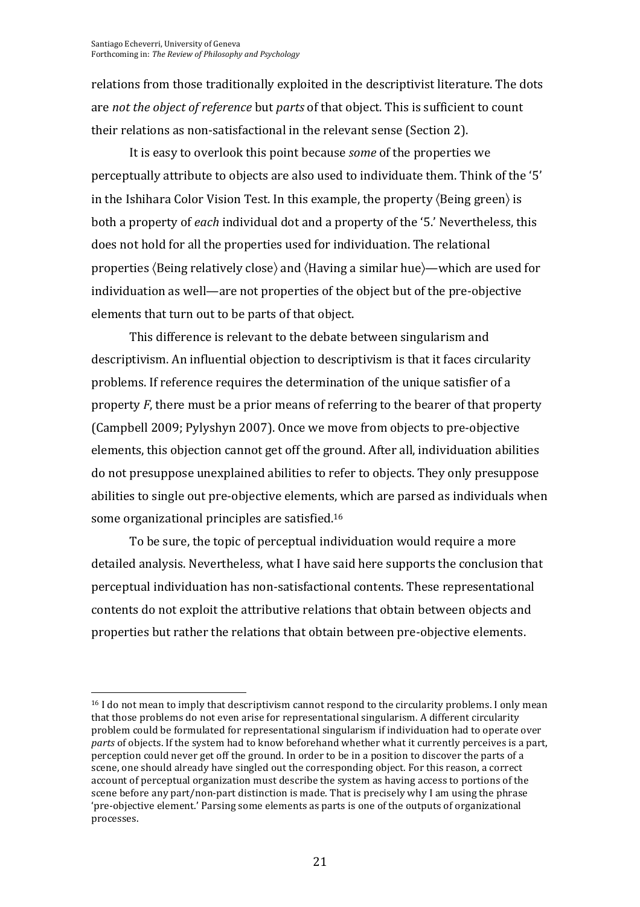relations from those traditionally exploited in the descriptivist literature. The dots are *not the object of reference* but *parts* of that object. This is sufficient to count their relations as non-satisfactional in the relevant sense (Section 2).

It is easy to overlook this point because *some* of the properties we perceptually attribute to objects are also used to individuate them. Think of the '5' in the Ishihara Color Vision Test. In this example, the property ⟨Being green⟩ is both a property of *each* individual dot and a property of the '5.' Nevertheless, this does not hold for all the properties used for individuation. The relational properties ⟨Being relatively close⟩ and ⟨Having a similar hue⟩—which are used for individuation as well—are not properties of the object but of the pre-objective elements that turn out to be parts of that object.

This difference is relevant to the debate between singularism and descriptivism. An influential objection to descriptivism is that it faces circularity problems. If reference requires the determination of the unique satisfier of a property *F*, there must be a prior means of referring to the bearer of that property (Campbell 2009; Pylyshyn 2007). Once we move from objects to pre-objective elements, this objection cannot get off the ground. After all, individuation abilities do not presuppose unexplained abilities to refer to objects. They only presuppose abilities to single out pre-objective elements, which are parsed as individuals when some organizational principles are satisfied.[16]

To be sure, the topic of perceptual individuation would require a more detailed analysis. Nevertheless, what I have said here supports the conclusion that perceptual individuation has non-satisfactional contents. These representational contents do not exploit the attributive relations that obtain between objects and properties but rather the relations that obtain between pre-objective elements.

[16] I do not mean to imply that descriptivism cannot respond to the circularity problems. I only mean that those problems do not even arise for representational singularism. A different circularity problem could be formulated for representational singularism if individuation had to operate over *parts* of objects. If the system had to know beforehand whether what it currently perceives is a part, perception could never get off the ground. In order to be in a position to discover the parts of a scene, one should already have singled out the corresponding object. For this reason, a correct account of perceptual organization must describe the system as having access to portions of the scene before any part/non-part distinction is made. That is precisely why I am using the phrase 'pre-objective element.' Parsing some elements as parts is one of the outputs of organizational processes.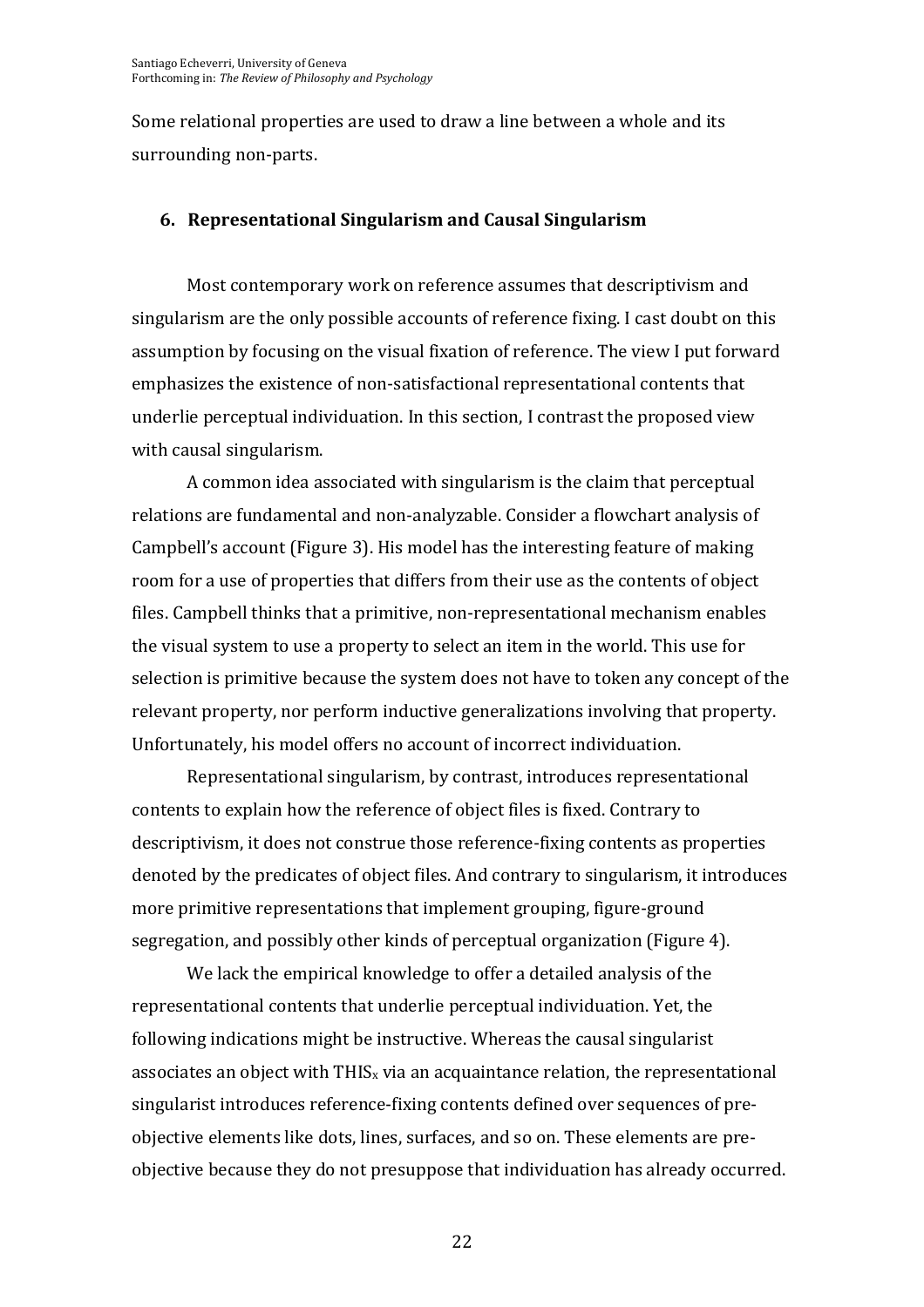Some relational properties are used to draw a line between a whole and its surrounding non-parts.

## 6. Representational Singularism and Causal Singularism

Most contemporary work on reference assumes that descriptivism and singularism are the only possible accounts of reference fixing. I cast doubt on this assumption by focusing on the visual fixation of reference. The view I put forward emphasizes the existence of non-satisfactional representational contents that underlie perceptual individuation. In this section, I contrast the proposed view with causal singularism.

A common idea associated with singularism is the claim that perceptual relations are fundamental and non-analyzable. Consider a flowchart analysis of Campbell's account (Figure 3). His model has the interesting feature of making room for a use of properties that differs from their use as the contents of object files. Campbell thinks that a primitive, non-representational mechanism enables the visual system to use a property to select an item in the world. This use for selection is primitive because the system does not have to token any concept of the relevant property, nor perform inductive generalizations involving that property. Unfortunately, his model offers no account of incorrect individuation.

Representational singularism, by contrast, introduces representational contents to explain how the reference of object files is fixed. Contrary to descriptivism, it does not construe those reference-fixing contents as properties denoted by the predicates of object files. And contrary to singularism, it introduces more primitive representations that implement grouping, figure-ground segregation, and possibly other kinds of perceptual organization (Figure 4).

We lack the empirical knowledge to offer a detailed analysis of the representational contents that underlie perceptual individuation. Yet, the following indications might be instructive. Whereas the causal singularist associates an object with $\text{THIS}_x$ via an acquaintance relation, the representational singularist introduces reference-fixing contents defined over sequences of pre-objective elements like dots, lines, surfaces, and so on. These elements are pre-objective because they do not presuppose that individuation has already occurred.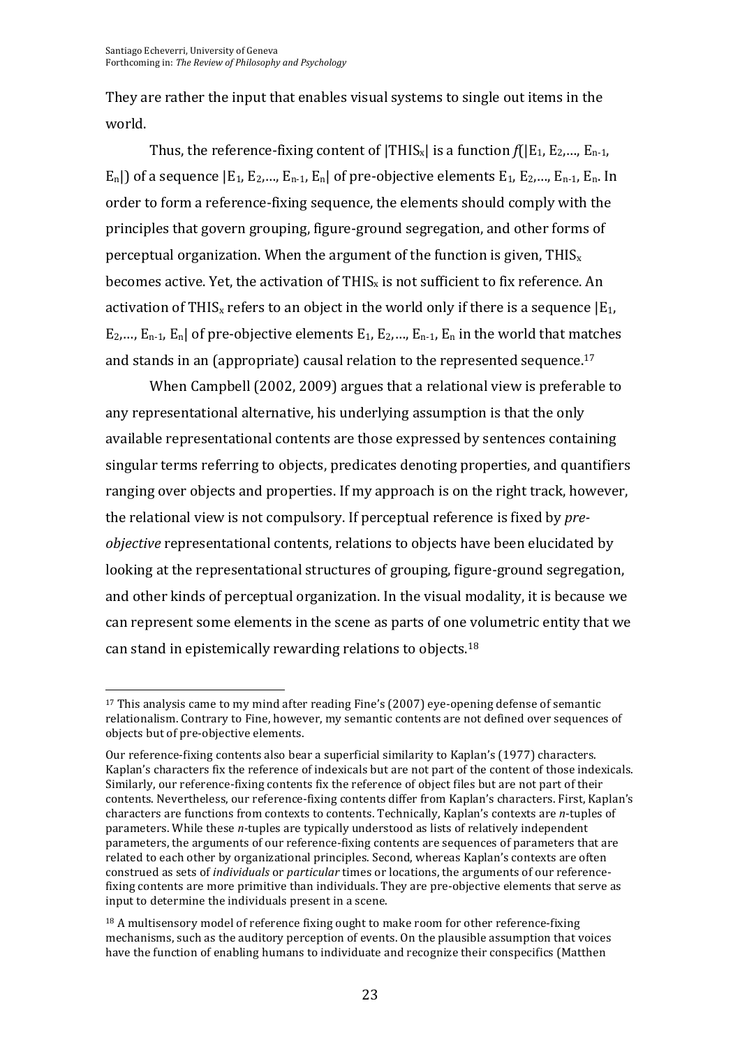They are rather the input that enables visual systems to single out items in the world.

Thus, the reference-fixing content of $|\text{THIS}_x|$ is a function $f(|E_1, E_2,..., E_{n-1}, E_n|)$ of a sequence $|E_1, E_2,..., E_{n-1}, E_n|$ of pre-objective elements $E_1, E_2,..., E_{n-1}, E_n$. In order to form a reference-fixing sequence, the elements should comply with the principles that govern grouping, figure-ground segregation, and other forms of perceptual organization. When the argument of the function is given, $\text{THIS}_x$ becomes active. Yet, the activation of $\text{THIS}_x$ is not sufficient to fix reference. An activation of $\text{THIS}_x$ refers to an object in the world only if there is a sequence $|E_1, E_2,..., E_{n-1}, E_n|$ of pre-objective elements $E_1, E_2,..., E_{n-1}, E_n$ in the world that matches and stands in an (appropriate) causal relation to the represented sequence.[17]

When Campbell (2002, 2009) argues that a relational view is preferable to any representational alternative, his underlying assumption is that the only available representational contents are those expressed by sentences containing singular terms referring to objects, predicates denoting properties, and quantifiers ranging over objects and properties. If my approach is on the right track, however, the relational view is not compulsory. If perceptual reference is fixed by *pre-objective* representational contents, relations to objects have been elucidated by looking at the representational structures of grouping, figure-ground segregation, and other kinds of perceptual organization. In the visual modality, it is because we can represent some elements in the scene as parts of one volumetric entity that we can stand in epistemically rewarding relations to objects.[18]

---

[17] This analysis came to my mind after reading Fine's (2007) eye-opening defense of semantic relationalism. Contrary to Fine, however, my semantic contents are not defined over sequences of objects but of pre-objective elements.

Our reference-fixing contents also bear a superficial similarity to Kaplan's (1977) characters. Kaplan's characters fix the reference of indexicals but are not part of the content of those indexicals. Similarly, our reference-fixing contents fix the reference of object files but are not part of their contents. Nevertheless, our reference-fixing contents differ from Kaplan's characters. First, Kaplan's characters are functions from contexts to contents. Technically, Kaplan's contexts are *n*-tuples of parameters. While these *n*-tuples are typically understood as lists of relatively independent parameters, the arguments of our reference-fixing contents are sequences of parameters that are related to each other by organizational principles. Second, whereas Kaplan's contexts are often construed as sets of *individuals* or *particular* times or locations, the arguments of our reference-fixing contents are more primitive than individuals. They are pre-objective elements that serve as input to determine the individuals present in a scene.

[18] A multisensory model of reference fixing ought to make room for other reference-fixing mechanisms, such as the auditory perception of events. On the plausible assumption that voices have the function of enabling humans to individuate and recognize their conspecifics (Matthen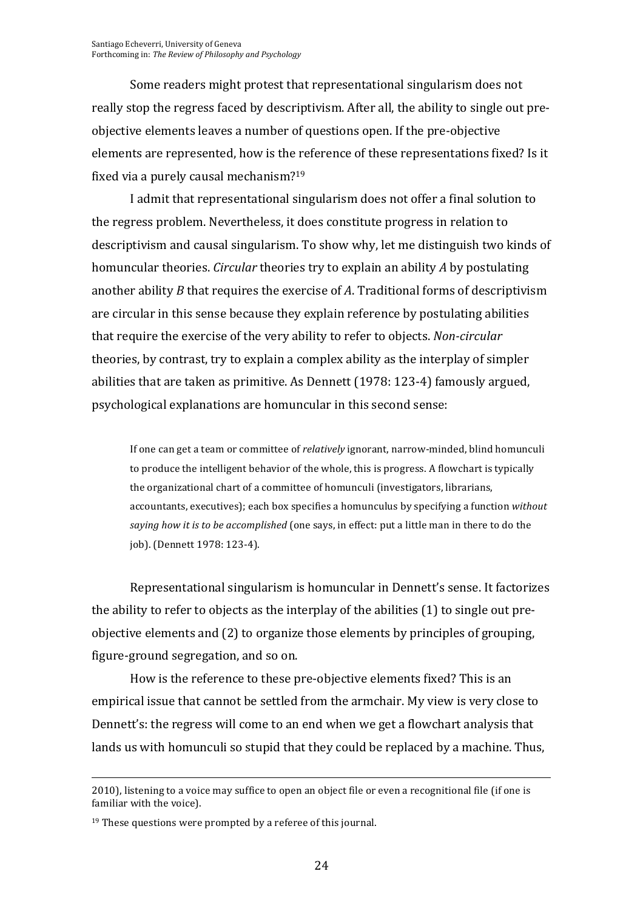Some readers might protest that representational singularism does not really stop the regress faced by descriptivism. After all, the ability to single out pre-objective elements leaves a number of questions open. If the pre-objective elements are represented, how is the reference of these representations fixed? Is it fixed via a purely causal mechanism?[19]

I admit that representational singularism does not offer a final solution to the regress problem. Nevertheless, it does constitute progress in relation to descriptivism and causal singularism. To show why, let me distinguish two kinds of homuncular theories. *Circular* theories try to explain an ability *A* by postulating another ability *B* that requires the exercise of *A*. Traditional forms of descriptivism are circular in this sense because they explain reference by postulating abilities that require the exercise of the very ability to refer to objects. *Non-circular* theories, by contrast, try to explain a complex ability as the interplay of simpler abilities that are taken as primitive. As Dennett (1978: 123-4) famously argued, psychological explanations are homuncular in this second sense:

> If one can get a team or committee of *relatively* ignorant, narrow-minded, blind homunculi to produce the intelligent behavior of the whole, this is progress. A flowchart is typically the organizational chart of a committee of homunculi (investigators, librarians, accountants, executives); each box specifies a homunculus by specifying a function *without saying how it is to be accomplished* (one says, in effect: put a little man in there to do the job). (Dennett 1978: 123-4).

Representational singularism is homuncular in Dennett's sense. It factorizes the ability to refer to objects as the interplay of the abilities (1) to single out pre-objective elements and (2) to organize those elements by principles of grouping, figure-ground segregation, and so on.

How is the reference to these pre-objective elements fixed? This is an empirical issue that cannot be settled from the armchair. My view is very close to Dennett's: the regress will come to an end when we get a flowchart analysis that lands us with homunculi so stupid that they could be replaced by a machine. Thus,

---

2010), listening to a voice may suffice to open an object file or even a recognitional file (if one is familiar with the voice).

[19] These questions were prompted by a referee of this journal.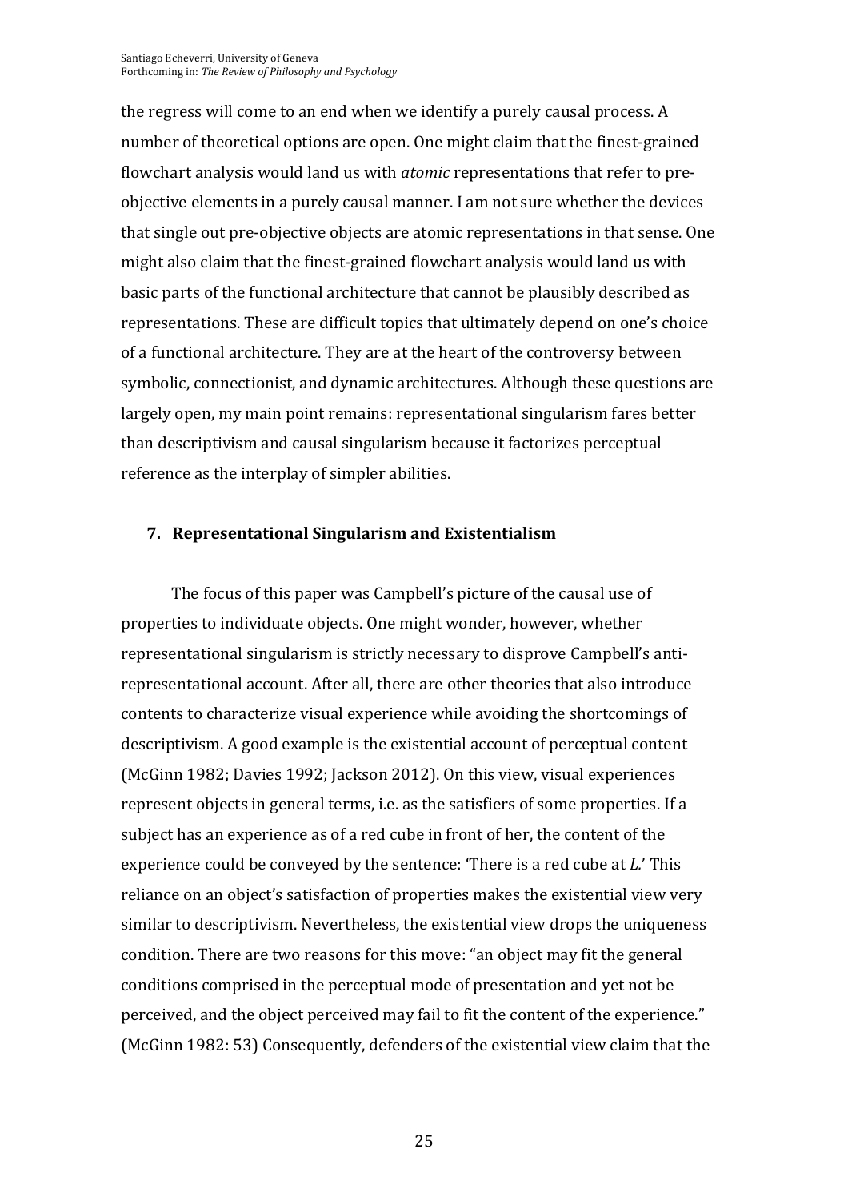the regress will come to an end when we identify a purely causal process. A number of theoretical options are open. One might claim that the finest-grained flowchart analysis would land us with *atomic* representations that refer to pre-objective elements in a purely causal manner. I am not sure whether the devices that single out pre-objective objects are atomic representations in that sense. One might also claim that the finest-grained flowchart analysis would land us with basic parts of the functional architecture that cannot be plausibly described as representations. These are difficult topics that ultimately depend on one's choice of a functional architecture. They are at the heart of the controversy between symbolic, connectionist, and dynamic architectures. Although these questions are largely open, my main point remains: representational singularism fares better than descriptivism and causal singularism because it factorizes perceptual reference as the interplay of simpler abilities.

## 7. Representational Singularism and Existentialism

The focus of this paper was Campbell's picture of the causal use of properties to individuate objects. One might wonder, however, whether representational singularism is strictly necessary to disprove Campbell's anti-representational account. After all, there are other theories that also introduce contents to characterize visual experience while avoiding the shortcomings of descriptivism. A good example is the existential account of perceptual content (McGinn 1982; Davies 1992; Jackson 2012). On this view, visual experiences represent objects in general terms, i.e. as the satisfiers of some properties. If a subject has an experience as of a red cube in front of her, the content of the experience could be conveyed by the sentence: 'There is a red cube at *L*.' This reliance on an object's satisfaction of properties makes the existential view very similar to descriptivism. Nevertheless, the existential view drops the uniqueness condition. There are two reasons for this move: "an object may fit the general conditions comprised in the perceptual mode of presentation and yet not be perceived, and the object perceived may fail to fit the content of the experience." (McGinn 1982: 53) Consequently, defenders of the existential view claim that the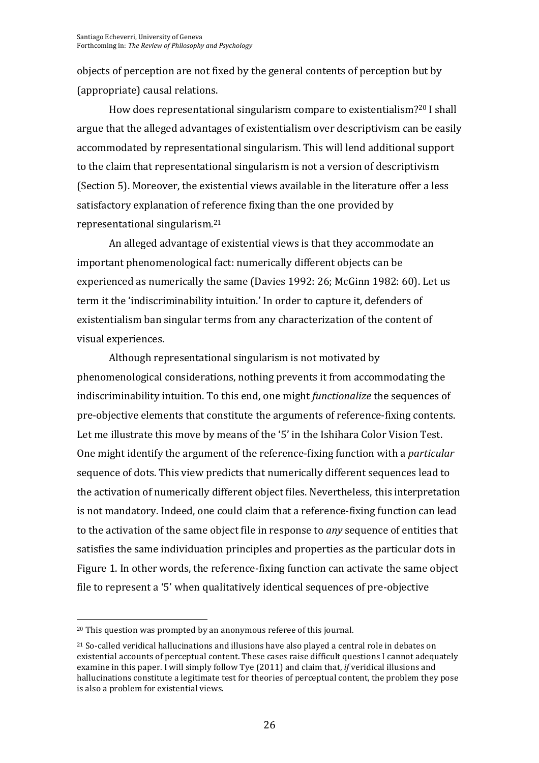objects of perception are not fixed by the general contents of perception but by (appropriate) causal relations.

How does representational singularism compare to existentialism?[20] I shall argue that the alleged advantages of existentialism over descriptivism can be easily accommodated by representational singularism. This will lend additional support to the claim that representational singularism is not a version of descriptivism (Section 5). Moreover, the existential views available in the literature offer a less satisfactory explanation of reference fixing than the one provided by representational singularism.[21]

An alleged advantage of existential views is that they accommodate an important phenomenological fact: numerically different objects can be experienced as numerically the same (Davies 1992: 26; McGinn 1982: 60). Let us term it the 'indiscriminability intuition.' In order to capture it, defenders of existentialism ban singular terms from any characterization of the content of visual experiences.

Although representational singularism is not motivated by phenomenological considerations, nothing prevents it from accommodating the indiscriminability intuition. To this end, one might *functionalize* the sequences of pre-objective elements that constitute the arguments of reference-fixing contents. Let me illustrate this move by means of the '5' in the Ishihara Color Vision Test. One might identify the argument of the reference-fixing function with a *particular* sequence of dots. This view predicts that numerically different sequences lead to the activation of numerically different object files. Nevertheless, this interpretation is not mandatory. Indeed, one could claim that a reference-fixing function can lead to the activation of the same object file in response to *any* sequence of entities that satisfies the same individuation principles and properties as the particular dots in Figure 1. In other words, the reference-fixing function can activate the same object file to represent a '5' when qualitatively identical sequences of pre-objective

---

[20] This question was prompted by an anonymous referee of this journal.

[21] So-called veridical hallucinations and illusions have also played a central role in debates on existential accounts of perceptual content. These cases raise difficult questions I cannot adequately examine in this paper. I will simply follow Tye (2011) and claim that, *if* veridical illusions and hallucinations constitute a legitimate test for theories of perceptual content, the problem they pose is also a problem for existential views.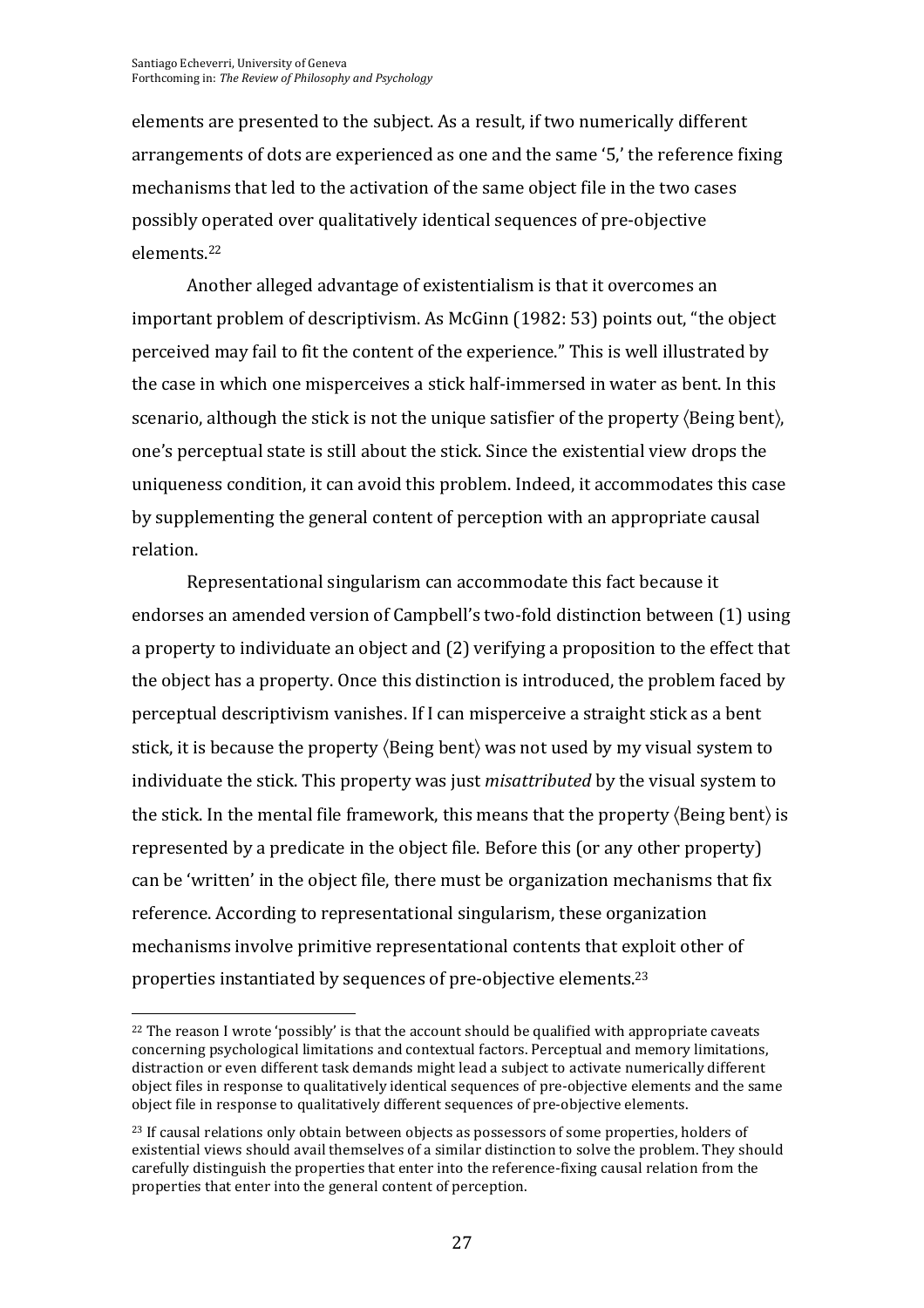elements are presented to the subject. As a result, if two numerically different arrangements of dots are experienced as one and the same '5,' the reference fixing mechanisms that led to the activation of the same object file in the two cases possibly operated over qualitatively identical sequences of pre-objective elements.[22]

Another alleged advantage of existentialism is that it overcomes an important problem of descriptivism. As McGinn (1982: 53) points out, "the object perceived may fail to fit the content of the experience." This is well illustrated by the case in which one misperceives a stick half-immersed in water as bent. In this scenario, although the stick is not the unique satisfier of the property ⟨Being bent⟩, one's perceptual state is still about the stick. Since the existential view drops the uniqueness condition, it can avoid this problem. Indeed, it accommodates this case by supplementing the general content of perception with an appropriate causal relation.

Representational singularism can accommodate this fact because it endorses an amended version of Campbell's two-fold distinction between (1) using a property to individuate an object and (2) verifying a proposition to the effect that the object has a property. Once this distinction is introduced, the problem faced by perceptual descriptivism vanishes. If I can misperceive a straight stick as a bent stick, it is because the property ⟨Being bent⟩ was not used by my visual system to individuate the stick. This property was just *misattributed* by the visual system to the stick. In the mental file framework, this means that the property ⟨Being bent⟩ is represented by a predicate in the object file. Before this (or any other property) can be 'written' in the object file, there must be organization mechanisms that fix reference. According to representational singularism, these organization mechanisms involve primitive representational contents that exploit other of properties instantiated by sequences of pre-objective elements.[23]

---

[22] The reason I wrote 'possibly' is that the account should be qualified with appropriate caveats concerning psychological limitations and contextual factors. Perceptual and memory limitations, distraction or even different task demands might lead a subject to activate numerically different object files in response to qualitatively identical sequences of pre-objective elements and the same object file in response to qualitatively different sequences of pre-objective elements.

[23] If causal relations only obtain between objects as possessors of some properties, holders of existential views should avail themselves of a similar distinction to solve the problem. They should carefully distinguish the properties that enter into the reference-fixing causal relation from the properties that enter into the general content of perception.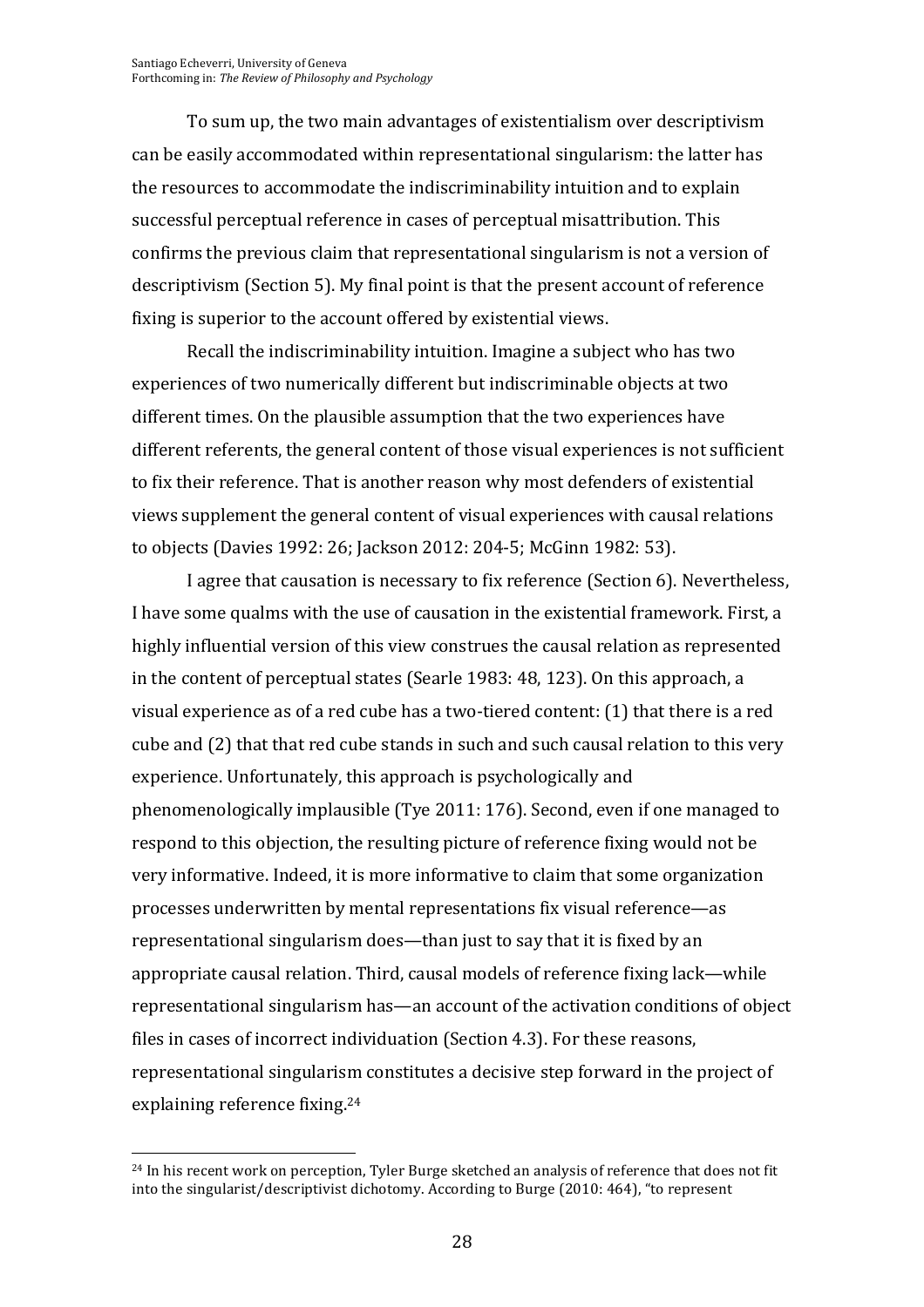To sum up, the two main advantages of existentialism over descriptivism can be easily accommodated within representational singularism: the latter has the resources to accommodate the indiscriminability intuition and to explain successful perceptual reference in cases of perceptual misattribution. This confirms the previous claim that representational singularism is not a version of descriptivism (Section 5). My final point is that the present account of reference fixing is superior to the account offered by existential views.

Recall the indiscriminability intuition. Imagine a subject who has two experiences of two numerically different but indiscriminable objects at two different times. On the plausible assumption that the two experiences have different referents, the general content of those visual experiences is not sufficient to fix their reference. That is another reason why most defenders of existential views supplement the general content of visual experiences with causal relations to objects (Davies 1992: 26; Jackson 2012: 204-5; McGinn 1982: 53).

I agree that causation is necessary to fix reference (Section 6). Nevertheless, I have some qualms with the use of causation in the existential framework. First, a highly influential version of this view construes the causal relation as represented in the content of perceptual states (Searle 1983: 48, 123). On this approach, a visual experience as of a red cube has a two-tiered content: (1) that there is a red cube and (2) that that red cube stands in such and such causal relation to this very experience. Unfortunately, this approach is psychologically and phenomenologically implausible (Tye 2011: 176). Second, even if one managed to respond to this objection, the resulting picture of reference fixing would not be very informative. Indeed, it is more informative to claim that some organization processes underwritten by mental representations fix visual reference—as representational singularism does—than just to say that it is fixed by an appropriate causal relation. Third, causal models of reference fixing lack—while representational singularism has—an account of the activation conditions of object files in cases of incorrect individuation (Section 4.3). For these reasons, representational singularism constitutes a decisive step forward in the project of explaining reference fixing.[24]

[24] In his recent work on perception, Tyler Burge sketched an analysis of reference that does not fit into the singularist/descriptivist dichotomy. According to Burge (2010: 464), "to represent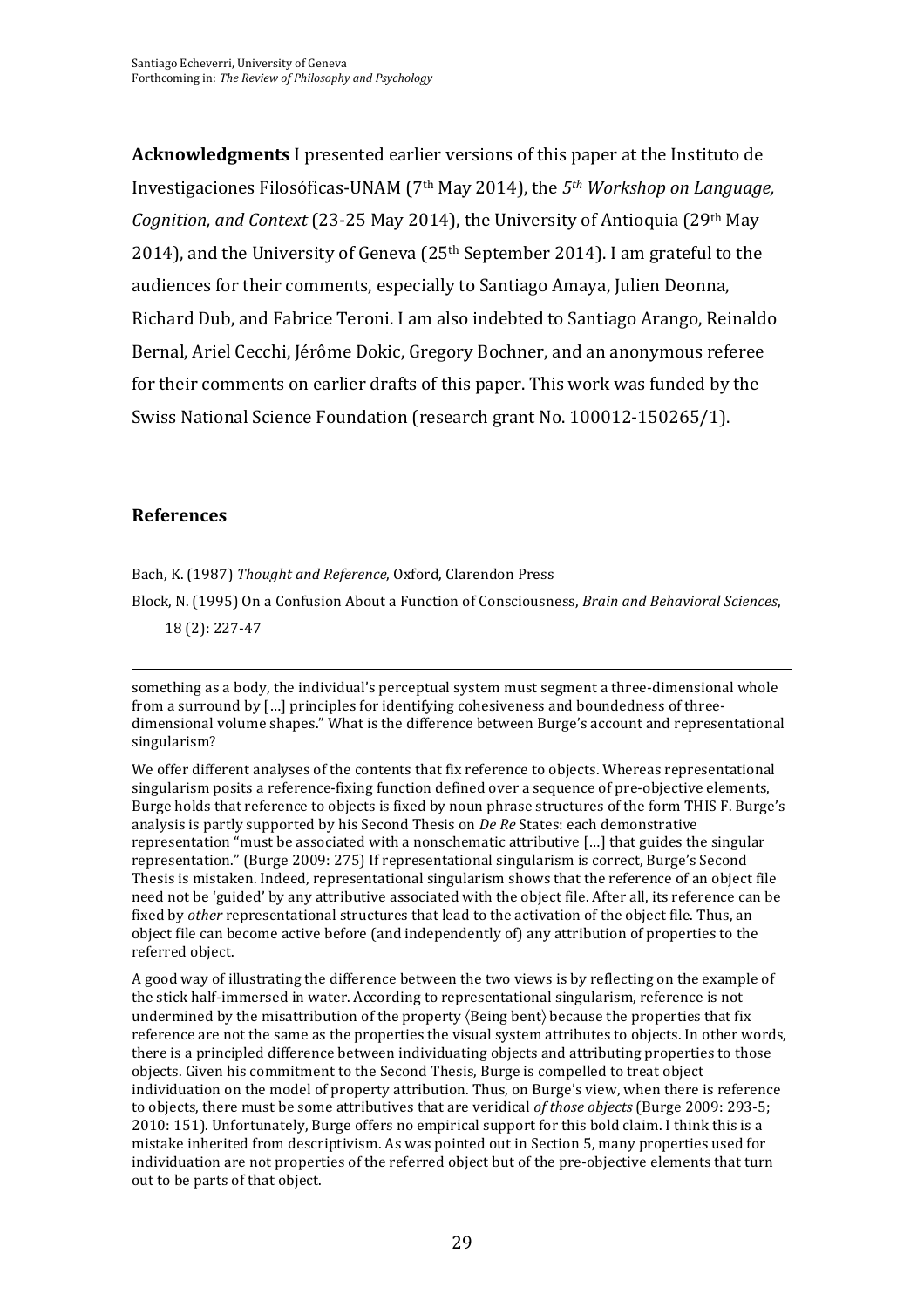**Acknowledgments** I presented earlier versions of this paper at the Instituto de Investigaciones Filosóficas-UNAM (7th May 2014), the *5th Workshop on Language, Cognition, and Context* (23-25 May 2014), the University of Antioquia (29th May 2014), and the University of Geneva (25th September 2014). I am grateful to the audiences for their comments, especially to Santiago Amaya, Julien Deonna, Richard Dub, and Fabrice Teroni. I am also indebted to Santiago Arango, Reinaldo Bernal, Ariel Cecchi, Jérôme Dokic, Gregory Bochner, and an anonymous referee for their comments on earlier drafts of this paper. This work was funded by the Swiss National Science Foundation (research grant No. 100012-150265/1).

## References

Bach, K. (1987) *Thought and Reference*, Oxford, Clarendon Press

Block, N. (1995) On a Confusion About a Function of Consciousness, *Brain and Behavioral Sciences*, 18 (2): 227-47

---

something as a body, the individual's perceptual system must segment a three-dimensional whole from a surround by […] principles for identifying cohesiveness and boundedness of three-dimensional volume shapes." What is the difference between Burge's account and representational singularism?

We offer different analyses of the contents that fix reference to objects. Whereas representational singularism posits a reference-fixing function defined over a sequence of pre-objective elements, Burge holds that reference to objects is fixed by noun phrase structures of the form THIS F. Burge's analysis is partly supported by his Second Thesis on *De Re* States: each demonstrative representation "must be associated with a nonschematic attributive […] that guides the singular representation." (Burge 2009: 275) If representational singularism is correct, Burge's Second Thesis is mistaken. Indeed, representational singularism shows that the reference of an object file need not be 'guided' by any attributive associated with the object file. After all, its reference can be fixed by *other* representational structures that lead to the activation of the object file. Thus, an object file can become active before (and independently of) any attribution of properties to the referred object.

A good way of illustrating the difference between the two views is by reflecting on the example of the stick half-immersed in water. According to representational singularism, reference is not undermined by the misattribution of the property ⟨Being bent⟩ because the properties that fix reference are not the same as the properties the visual system attributes to objects. In other words, there is a principled difference between individuating objects and attributing properties to those objects. Given his commitment to the Second Thesis, Burge is compelled to treat object individuation on the model of property attribution. Thus, on Burge's view, when there is reference to objects, there must be some attributives that are veridical *of those objects* (Burge 2009: 293-5; 2010: 151). Unfortunately, Burge offers no empirical support for this bold claim. I think this is a mistake inherited from descriptivism. As was pointed out in Section 5, many properties used for individuation are not properties of the referred object but of the pre-objective elements that turn out to be parts of that object.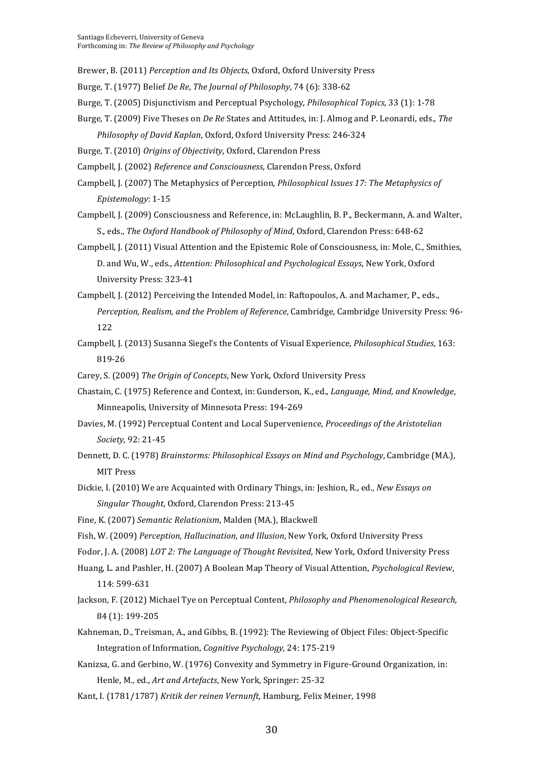Brewer, B. (2011) *Perception and Its Objects*, Oxford, Oxford University Press

Burge, T. (1977) Belief *De Re*, *The Journal of Philosophy*, 74 (6): 338-62

Burge, T. (2005) Disjunctivism and Perceptual Psychology, *Philosophical Topics*, 33 (1): 1-78

Burge, T. (2009) Five Theses on *De Re* States and Attitudes, in: J. Almog and P. Leonardi, eds., *The Philosophy of David Kaplan*, Oxford, Oxford University Press: 246-324

Burge, T. (2010) *Origins of Objectivity*, Oxford, Clarendon Press

Campbell, J. (2002) *Reference and Consciousness*, Clarendon Press, Oxford

Campbell, J. (2007) The Metaphysics of Perception, *Philosophical Issues 17: The Metaphysics of Epistemology*: 1-15

Campbell, J. (2009) Consciousness and Reference, in: McLaughlin, B. P., Beckermann, A. and Walter, S., eds., *The Oxford Handbook of Philosophy of Mind*, Oxford, Clarendon Press: 648-62

Campbell, J. (2011) Visual Attention and the Epistemic Role of Consciousness, in: Mole, C., Smithies, D. and Wu, W., eds., *Attention: Philosophical and Psychological Essays*, New York, Oxford University Press: 323-41

Campbell, J. (2012) Perceiving the Intended Model, in: Raftopoulos, A. and Machamer, P., eds., *Perception, Realism, and the Problem of Reference*, Cambridge, Cambridge University Press: 96-122

Campbell, J. (2013) Susanna Siegel's the Contents of Visual Experience, *Philosophical Studies*, 163: 819-26

Carey, S. (2009) *The Origin of Concepts*, New York, Oxford University Press

Chastain, C. (1975) Reference and Context, in: Gunderson, K., ed., *Language, Mind, and Knowledge*, Minneapolis, University of Minnesota Press: 194-269

Davies, M. (1992) Perceptual Content and Local Supervenience, *Proceedings of the Aristotelian Society*, 92: 21-45

Dennett, D. C. (1978) *Brainstorms: Philosophical Essays on Mind and Psychology*, Cambridge (MA.), MIT Press

Dickie, I. (2010) We are Acquainted with Ordinary Things, in: Jeshion, R., ed., *New Essays on Singular Thought*, Oxford, Clarendon Press: 213-45

Fine, K. (2007) *Semantic Relationism*, Malden (MA.), Blackwell

Fish, W. (2009) *Perception, Hallucination, and Illusion*, New York, Oxford University Press

Fodor, J. A. (2008) *LOT 2: The Language of Thought Revisited*, New York, Oxford University Press

Huang, L. and Pashler, H. (2007) A Boolean Map Theory of Visual Attention, *Psychological Review*, 114: 599-631

Jackson, F. (2012) Michael Tye on Perceptual Content, *Philosophy and Phenomenological Research*, 84 (1): 199-205

Kahneman, D., Treisman, A., and Gibbs, B. (1992): The Reviewing of Object Files: Object-Specific Integration of Information, *Cognitive Psychology*, 24: 175-219

Kanizsa, G. and Gerbino, W. (1976) Convexity and Symmetry in Figure-Ground Organization, in: Henle, M., ed., *Art and Artefacts*, New York, Springer: 25-32

Kant, I. (1781/1787) *Kritik der reinen Vernunft*, Hamburg, Felix Meiner, 1998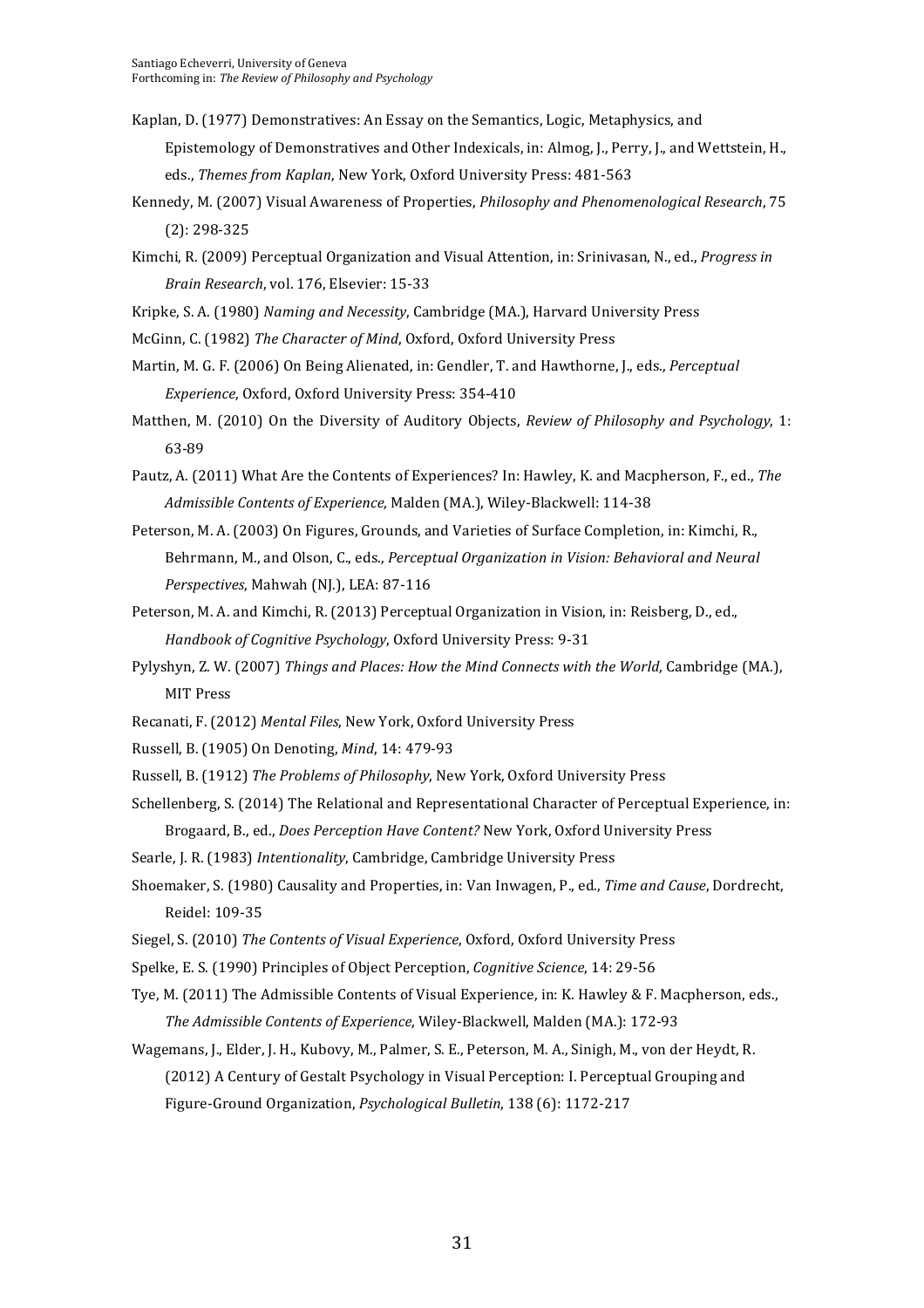Kaplan, D. (1977) Demonstratives: An Essay on the Semantics, Logic, Metaphysics, and Epistemology of Demonstratives and Other Indexicals, in: Almog, J., Perry, J., and Wettstein, H., eds., *Themes from Kaplan*, New York, Oxford University Press: 481-563

Kennedy, M. (2007) Visual Awareness of Properties, *Philosophy and Phenomenological Research*, 75 (2): 298-325

Kimchi, R. (2009) Perceptual Organization and Visual Attention, in: Srinivasan, N., ed., *Progress in Brain Research*, vol. 176, Elsevier: 15-33

Kripke, S. A. (1980) *Naming and Necessity*, Cambridge (MA.), Harvard University Press

McGinn, C. (1982) *The Character of Mind*, Oxford, Oxford University Press

Martin, M. G. F. (2006) On Being Alienated, in: Gendler, T. and Hawthorne, J., eds., *Perceptual Experience*, Oxford, Oxford University Press: 354-410

Matthen, M. (2010) On the Diversity of Auditory Objects, *Review of Philosophy and Psychology*, 1: 63-89

Pautz, A. (2011) What Are the Contents of Experiences? In: Hawley, K. and Macpherson, F., ed., *The Admissible Contents of Experience*, Malden (MA.), Wiley-Blackwell: 114-38

Peterson, M. A. (2003) On Figures, Grounds, and Varieties of Surface Completion, in: Kimchi, R., Behrmann, M., and Olson, C., eds., *Perceptual Organization in Vision: Behavioral and Neural Perspectives*, Mahwah (NJ.), LEA: 87-116

Peterson, M. A. and Kimchi, R. (2013) Perceptual Organization in Vision, in: Reisberg, D., ed., *Handbook of Cognitive Psychology*, Oxford University Press: 9-31

Pylyshyn, Z. W. (2007) *Things and Places: How the Mind Connects with the World*, Cambridge (MA.), MIT Press

Recanati, F. (2012) *Mental Files*, New York, Oxford University Press

Russell, B. (1905) On Denoting, *Mind*, 14: 479-93

Russell, B. (1912) *The Problems of Philosophy*, New York, Oxford University Press

Schellenberg, S. (2014) The Relational and Representational Character of Perceptual Experience, in: Brogaard, B., ed., *Does Perception Have Content?* New York, Oxford University Press

Searle, J. R. (1983) *Intentionality*, Cambridge, Cambridge University Press

Shoemaker, S. (1980) Causality and Properties, in: Van Inwagen, P., ed., *Time and Cause*, Dordrecht, Reidel: 109-35

Siegel, S. (2010) *The Contents of Visual Experience*, Oxford, Oxford University Press

Spelke, E. S. (1990) Principles of Object Perception, *Cognitive Science*, 14: 29-56

Tye, M. (2011) The Admissible Contents of Visual Experience, in: K. Hawley & F. Macpherson, eds., *The Admissible Contents of Experience*, Wiley-Blackwell, Malden (MA.): 172-93

Wagemans, J., Elder, J. H., Kubovy, M., Palmer, S. E., Peterson, M. A., Sinigh, M., von der Heydt, R. (2012) A Century of Gestalt Psychology in Visual Perception: I. Perceptual Grouping and Figure-Ground Organization, *Psychological Bulletin*, 138 (6): 1172-217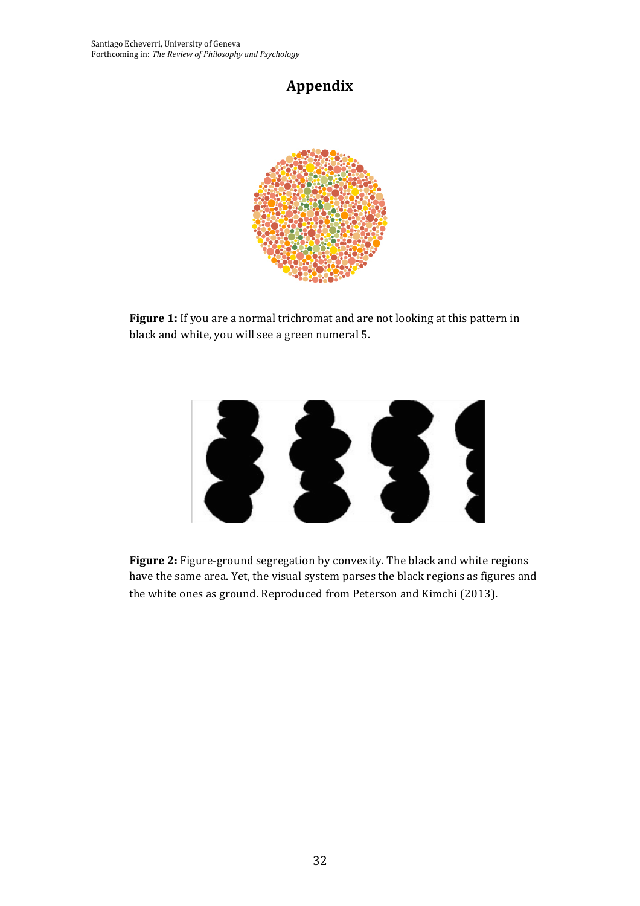# Appendix

**Figure 1:** If you are a normal trichromat and are not looking at this pattern in black and white, you will see a green numeral 5.

**Figure 2:** Figure-ground segregation by convexity. The black and white regions have the same area. Yet, the visual system parses the black regions as figures and the white ones as ground. Reproduced from Peterson and Kimchi (2013).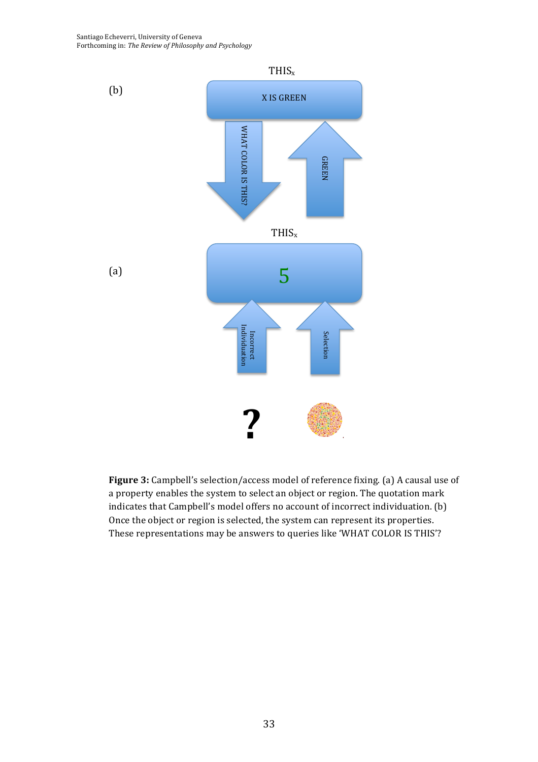Figure 3: Campbell's selection/access model of reference fixing. (a) A causal use of a property enables the system to select an object or region. The quotation mark indicates that Campbell's model offers no account of incorrect individuation. (b) Once the object or region is selected, the system can represent its properties. These representations may be answers to queries like 'WHAT COLOR IS THIS'?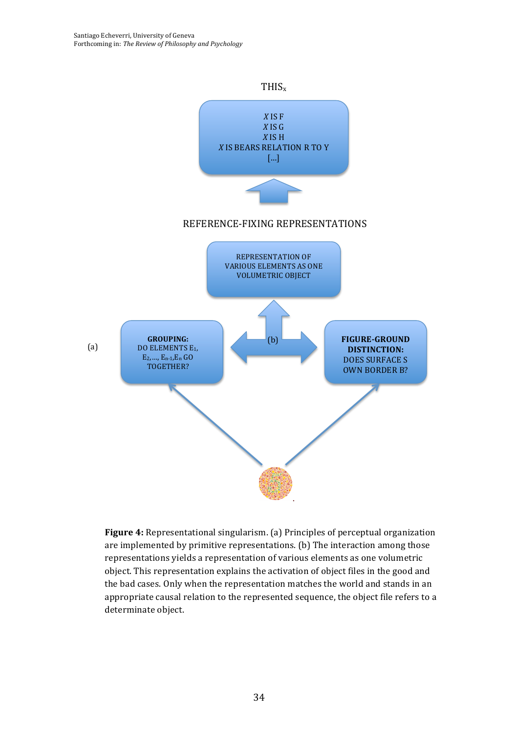THIS$_x$

*X* IS F
*X* IS G
*X* IS H
*X* IS BEARS RELATION R TO Y
[...]

REFERENCE-FIXING REPRESENTATIONS

REPRESENTATION OF VARIOUS ELEMENTS AS ONE VOLUMETRIC OBJECT

(a)

**GROUPING:** DO ELEMENTS $E_1$, $E_2$,..., $E_{n-1}$,$E_n$ GO TOGETHER?

(b)

**FIGURE-GROUND DISTINCTION:** DOES SURFACE S OWN BORDER B?

**Figure 4:** Representational singularism. (a) Principles of perceptual organization are implemented by primitive representations. (b) The interaction among those representations yields a representation of various elements as one volumetric object. This representation explains the activation of object files in the good and the bad cases. Only when the representation matches the world and stands in an appropriate causal relation to the represented sequence, the object file refers to a determinate object.